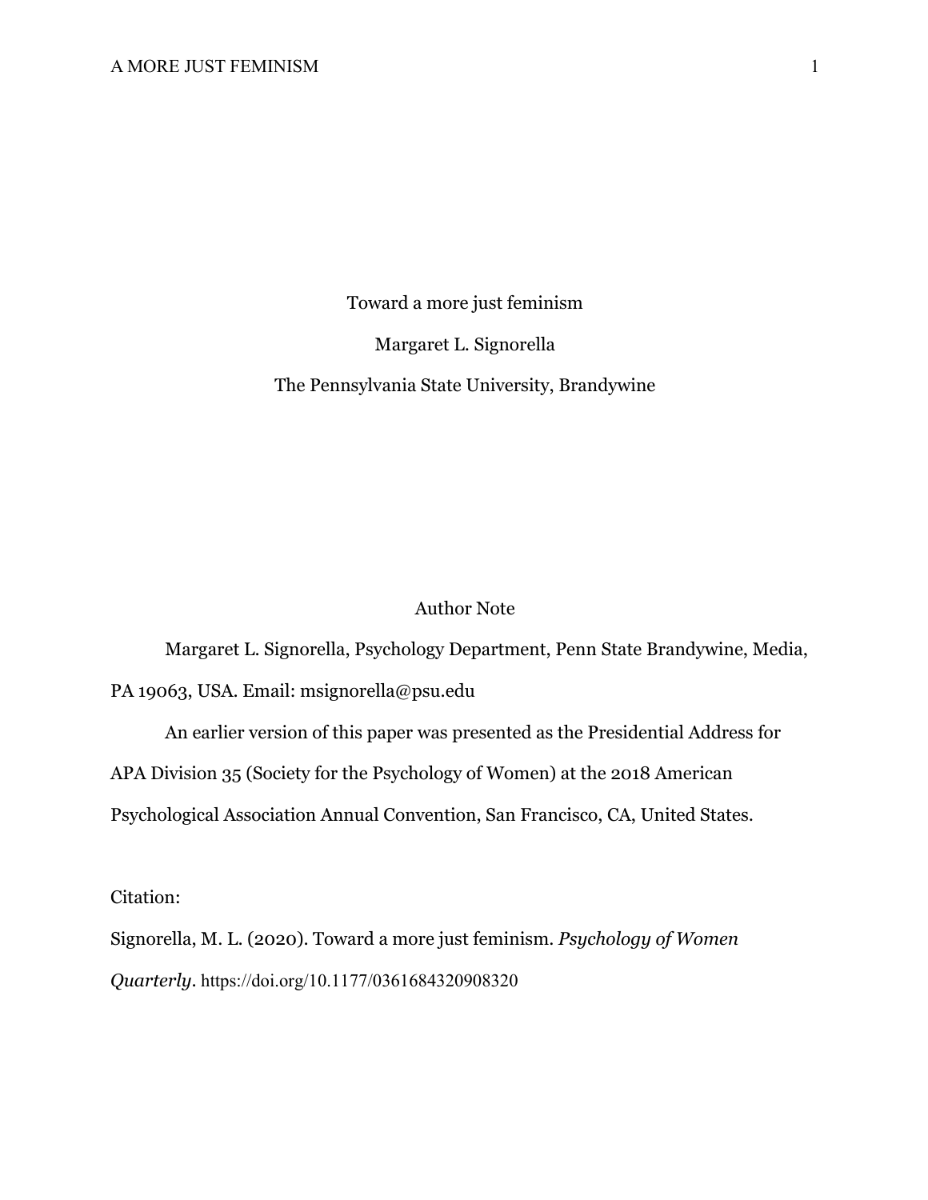# Toward a more just feminism

Margaret L. Signorella

The Pennsylvania State University, Brandywine

## Author Note

Margaret L. Signorella, Psychology Department, Penn State Brandywine, Media, PA 19063, USA. Email: msignorella@psu.edu

An earlier version of this paper was presented as the Presidential Address for APA Division 35 (Society for the Psychology of Women) at the 2018 American Psychological Association Annual Convention, San Francisco, CA, United States.

Citation:

Signorella, M. L. (2020). Toward a more just feminism. *Psychology of Women Quarterly*. https://doi.org/10.1177/0361684320908320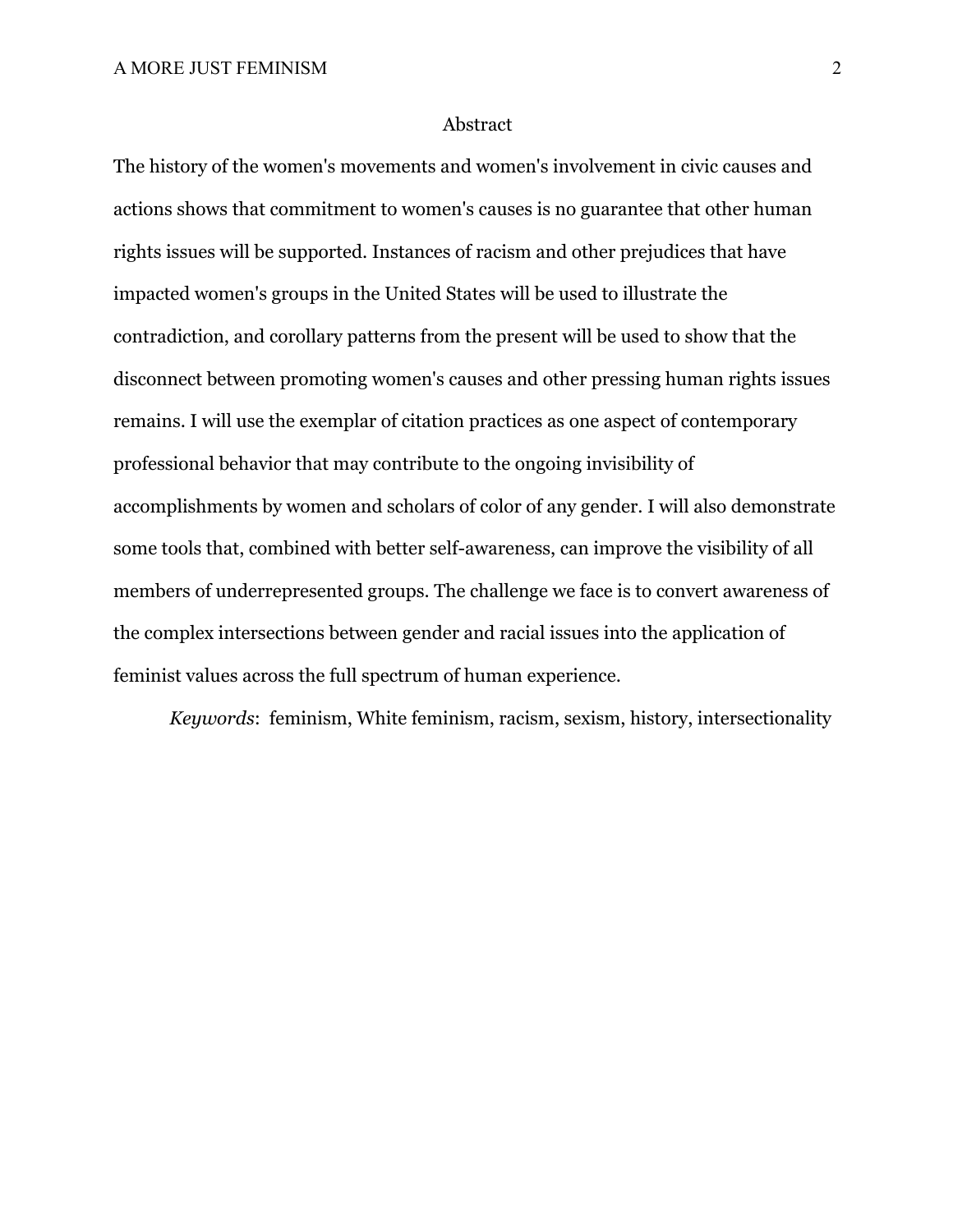# Abstract

The history of the women's movements and women's involvement in civic causes and actions shows that commitment to women's causes is no guarantee that other human rights issues will be supported. Instances of racism and other prejudices that have impacted women's groups in the United States will be used to illustrate the contradiction, and corollary patterns from the present will be used to show that the disconnect between promoting women's causes and other pressing human rights issues remains. I will use the exemplar of citation practices as one aspect of contemporary professional behavior that may contribute to the ongoing invisibility of accomplishments by women and scholars of color of any gender. I will also demonstrate some tools that, combined with better self-awareness, can improve the visibility of all members of underrepresented groups. The challenge we face is to convert awareness of the complex intersections between gender and racial issues into the application of feminist values across the full spectrum of human experience.

*Keywords*: feminism, White feminism, racism, sexism, history, intersectionality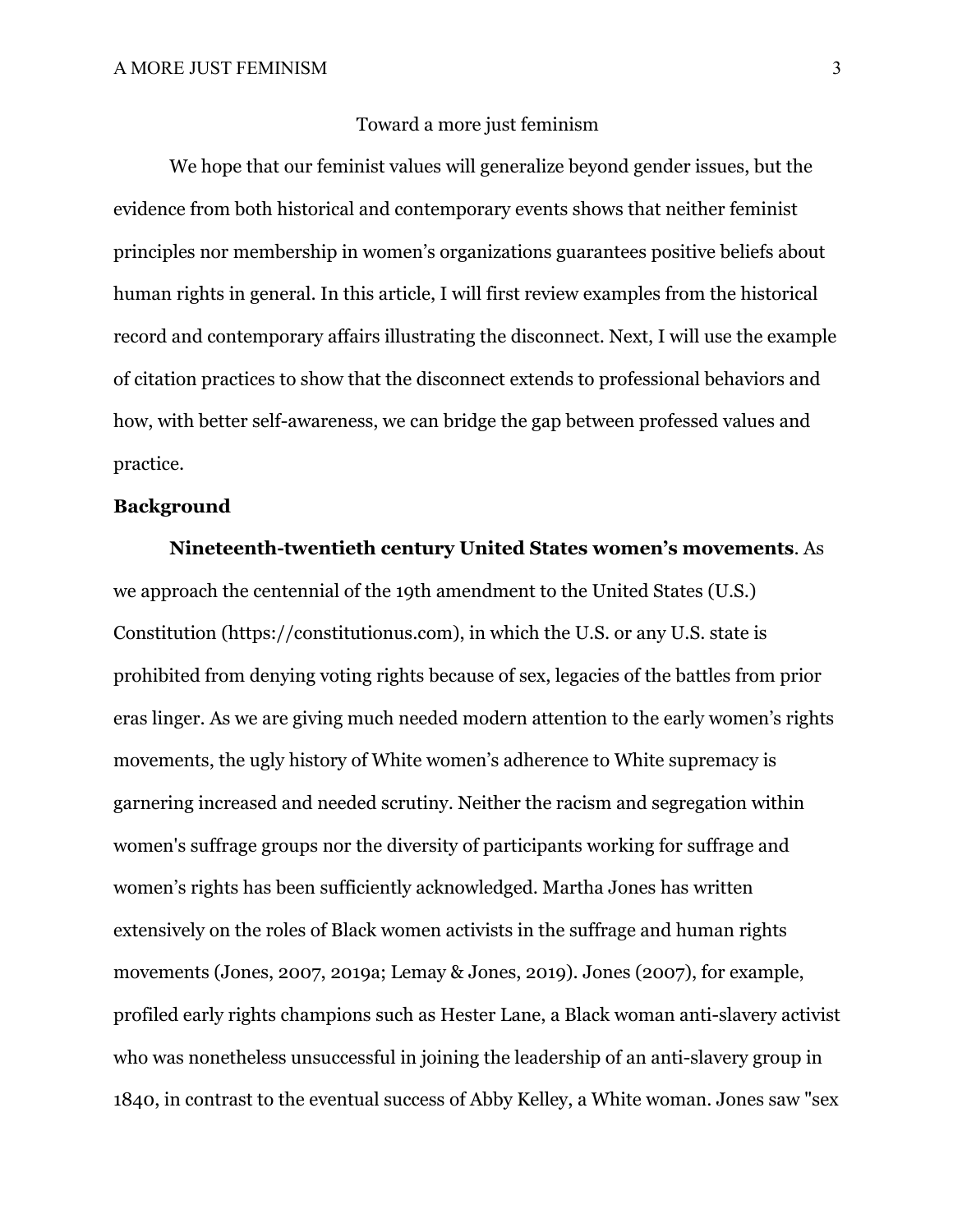Toward a more just feminism

We hope that our feminist values will generalize beyond gender issues, but the evidence from both historical and contemporary events shows that neither feminist principles nor membership in women's organizations guarantees positive beliefs about human rights in general. In this article, I will first review examples from the historical record and contemporary affairs illustrating the disconnect. Next, I will use the example of citation practices to show that the disconnect extends to professional behaviors and how, with better self-awareness, we can bridge the gap between professed values and practice.

## Background

**Nineteenth-twentieth century United States women's movements**. As we approach the centennial of the 19th amendment to the United States (U.S.) Constitution (https://constitutionus.com), in which the U.S. or any U.S. state is prohibited from denying voting rights because of sex, legacies of the battles from prior eras linger. As we are giving much needed modern attention to the early women's rights movements, the ugly history of White women's adherence to White supremacy is garnering increased and needed scrutiny. Neither the racism and segregation within women's suffrage groups nor the diversity of participants working for suffrage and women's rights has been sufficiently acknowledged. Martha Jones has written extensively on the roles of Black women activists in the suffrage and human rights movements (Jones, 2007, 2019a; Lemay & Jones, 2019). Jones (2007), for example, profiled early rights champions such as Hester Lane, a Black woman anti-slavery activist who was nonetheless unsuccessful in joining the leadership of an anti-slavery group in 1840, in contrast to the eventual success of Abby Kelley, a White woman. Jones saw "sex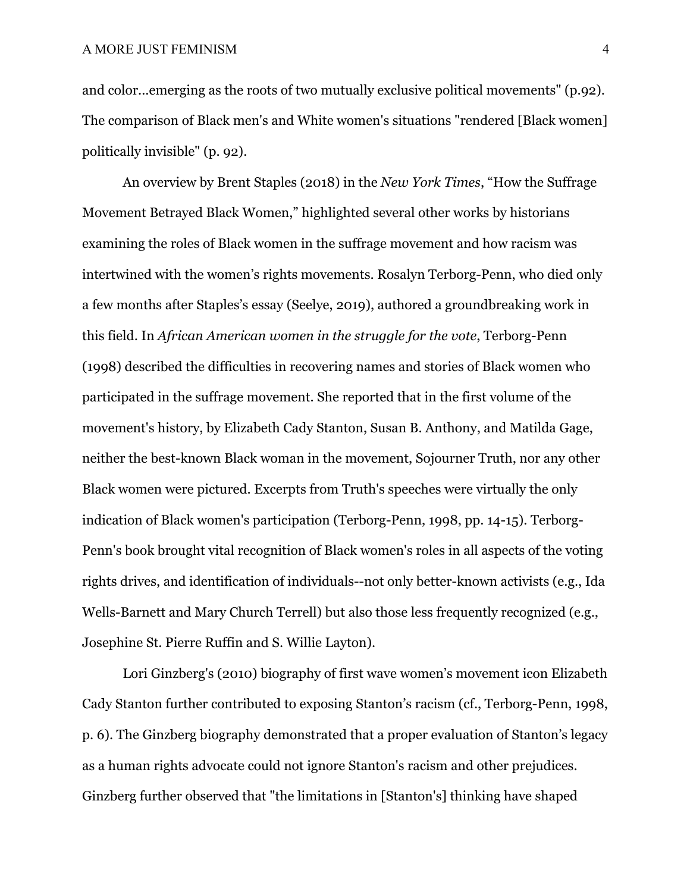and color...emerging as the roots of two mutually exclusive political movements" (p.92). The comparison of Black men's and White women's situations "rendered [Black women] politically invisible" (p. 92).

An overview by Brent Staples (2018) in the *New York Times*, “How the Suffrage Movement Betrayed Black Women,” highlighted several other works by historians examining the roles of Black women in the suffrage movement and how racism was intertwined with the women’s rights movements. Rosalyn Terborg-Penn, who died only a few months after Staples’s essay (Seelye, 2019), authored a groundbreaking work in this field. In *African American women in the struggle for the vote*, Terborg-Penn (1998) described the difficulties in recovering names and stories of Black women who participated in the suffrage movement. She reported that in the first volume of the movement's history, by Elizabeth Cady Stanton, Susan B. Anthony, and Matilda Gage, neither the best-known Black woman in the movement, Sojourner Truth, nor any other Black women were pictured. Excerpts from Truth's speeches were virtually the only indication of Black women's participation (Terborg-Penn, 1998, pp. 14-15). Terborg-Penn's book brought vital recognition of Black women's roles in all aspects of the voting rights drives, and identification of individuals--not only better-known activists (e.g., Ida Wells-Barnett and Mary Church Terrell) but also those less frequently recognized (e.g., Josephine St. Pierre Ruffin and S. Willie Layton).

Lori Ginzberg's (2010) biography of first wave women’s movement icon Elizabeth Cady Stanton further contributed to exposing Stanton’s racism (cf., Terborg-Penn, 1998, p. 6). The Ginzberg biography demonstrated that a proper evaluation of Stanton’s legacy as a human rights advocate could not ignore Stanton's racism and other prejudices. Ginzberg further observed that "the limitations in [Stanton's] thinking have shaped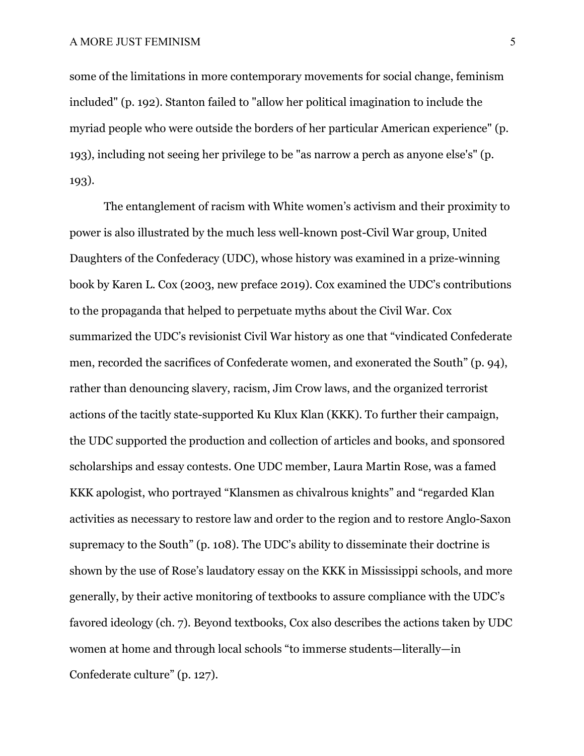some of the limitations in more contemporary movements for social change, feminism included" (p. 192). Stanton failed to "allow her political imagination to include the myriad people who were outside the borders of her particular American experience" (p. 193), including not seeing her privilege to be "as narrow a perch as anyone else's" (p. 193).

The entanglement of racism with White women's activism and their proximity to power is also illustrated by the much less well-known post-Civil War group, United Daughters of the Confederacy (UDC), whose history was examined in a prize-winning book by Karen L. Cox (2003, new preface 2019). Cox examined the UDC's contributions to the propaganda that helped to perpetuate myths about the Civil War. Cox summarized the UDC's revisionist Civil War history as one that "vindicated Confederate men, recorded the sacrifices of Confederate women, and exonerated the South" (p. 94), rather than denouncing slavery, racism, Jim Crow laws, and the organized terrorist actions of the tacitly state-supported Ku Klux Klan (KKK). To further their campaign, the UDC supported the production and collection of articles and books, and sponsored scholarships and essay contests. One UDC member, Laura Martin Rose, was a famed KKK apologist, who portrayed "Klansmen as chivalrous knights" and "regarded Klan activities as necessary to restore law and order to the region and to restore Anglo-Saxon supremacy to the South" (p. 108). The UDC's ability to disseminate their doctrine is shown by the use of Rose's laudatory essay on the KKK in Mississippi schools, and more generally, by their active monitoring of textbooks to assure compliance with the UDC's favored ideology (ch. 7). Beyond textbooks, Cox also describes the actions taken by UDC women at home and through local schools "to immerse students—literally—in Confederate culture" (p. 127).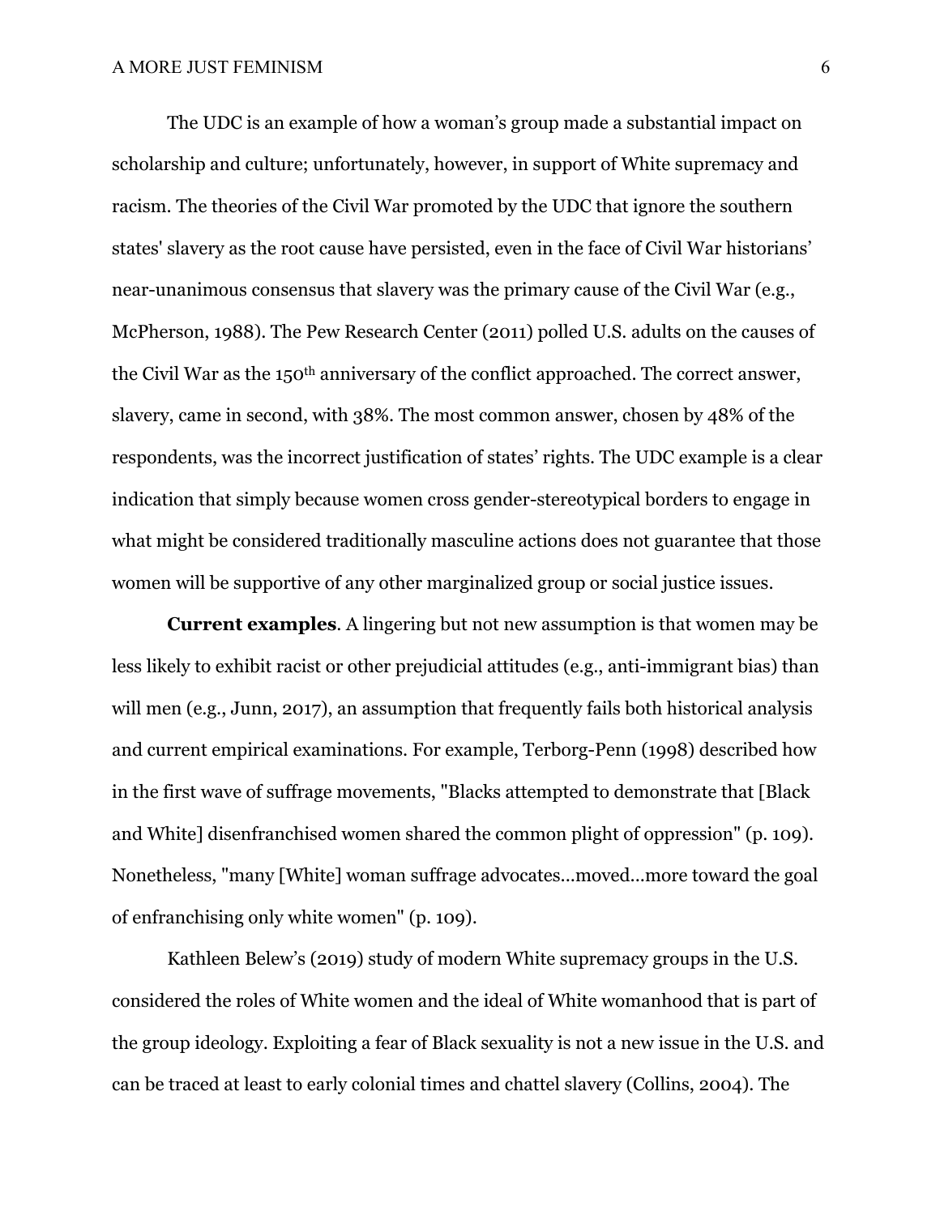The UDC is an example of how a woman's group made a substantial impact on scholarship and culture; unfortunately, however, in support of White supremacy and racism. The theories of the Civil War promoted by the UDC that ignore the southern states' slavery as the root cause have persisted, even in the face of Civil War historians' near-unanimous consensus that slavery was the primary cause of the Civil War (e.g., McPherson, 1988). The Pew Research Center (2011) polled U.S. adults on the causes of the Civil War as the 150th anniversary of the conflict approached. The correct answer, slavery, came in second, with 38%. The most common answer, chosen by 48% of the respondents, was the incorrect justification of states' rights. The UDC example is a clear indication that simply because women cross gender-stereotypical borders to engage in what might be considered traditionally masculine actions does not guarantee that those women will be supportive of any other marginalized group or social justice issues.

**Current examples**. A lingering but not new assumption is that women may be less likely to exhibit racist or other prejudicial attitudes (e.g., anti-immigrant bias) than will men (e.g., Junn, 2017), an assumption that frequently fails both historical analysis and current empirical examinations. For example, Terborg-Penn (1998) described how in the first wave of suffrage movements, "Blacks attempted to demonstrate that [Black and White] disenfranchised women shared the common plight of oppression" (p. 109). Nonetheless, "many [White] woman suffrage advocates...moved...more toward the goal of enfranchising only white women" (p. 109).

Kathleen Belew's (2019) study of modern White supremacy groups in the U.S. considered the roles of White women and the ideal of White womanhood that is part of the group ideology. Exploiting a fear of Black sexuality is not a new issue in the U.S. and can be traced at least to early colonial times and chattel slavery (Collins, 2004). The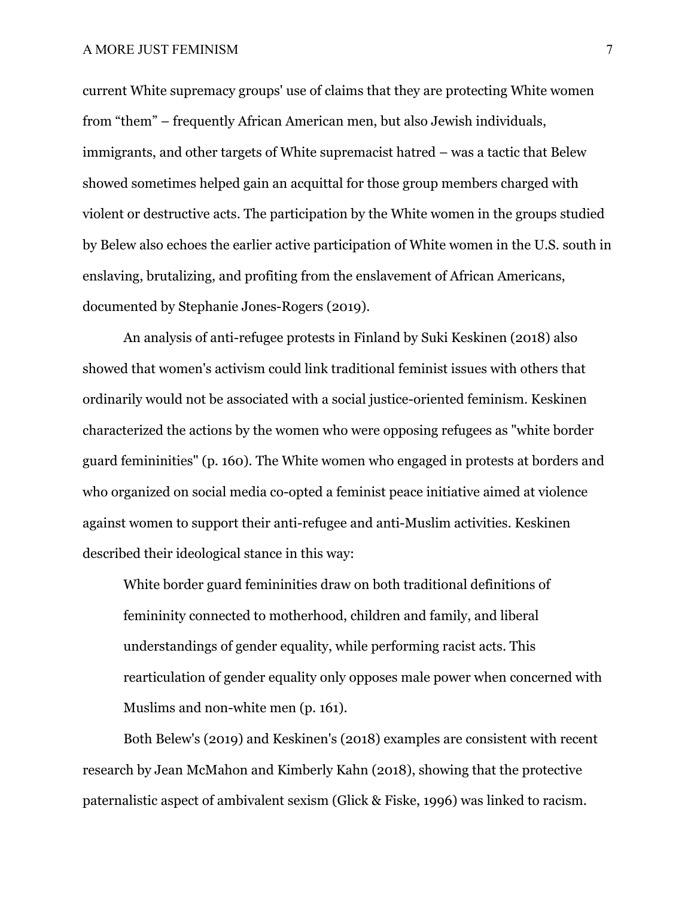current White supremacy groups' use of claims that they are protecting White women from “them” – frequently African American men, but also Jewish individuals, immigrants, and other targets of White supremacist hatred – was a tactic that Belew showed sometimes helped gain an acquittal for those group members charged with violent or destructive acts. The participation by the White women in the groups studied by Belew also echoes the earlier active participation of White women in the U.S. south in enslaving, brutalizing, and profiting from the enslavement of African Americans, documented by Stephanie Jones-Rogers (2019).

An analysis of anti-refugee protests in Finland by Suki Keskinen (2018) also showed that women's activism could link traditional feminist issues with others that ordinarily would not be associated with a social justice-oriented feminism. Keskinen characterized the actions by the women who were opposing refugees as "white border guard femininities" (p. 160). The White women who engaged in protests at borders and who organized on social media co-opted a feminist peace initiative aimed at violence against women to support their anti-refugee and anti-Muslim activities. Keskinen described their ideological stance in this way:

> White border guard femininities draw on both traditional definitions of femininity connected to motherhood, children and family, and liberal understandings of gender equality, while performing racist acts. This rearticulation of gender equality only opposes male power when concerned with Muslims and non-white men (p. 161).

Both Belew's (2019) and Keskinen's (2018) examples are consistent with recent research by Jean McMahon and Kimberly Kahn (2018), showing that the protective paternalistic aspect of ambivalent sexism (Glick & Fiske, 1996) was linked to racism.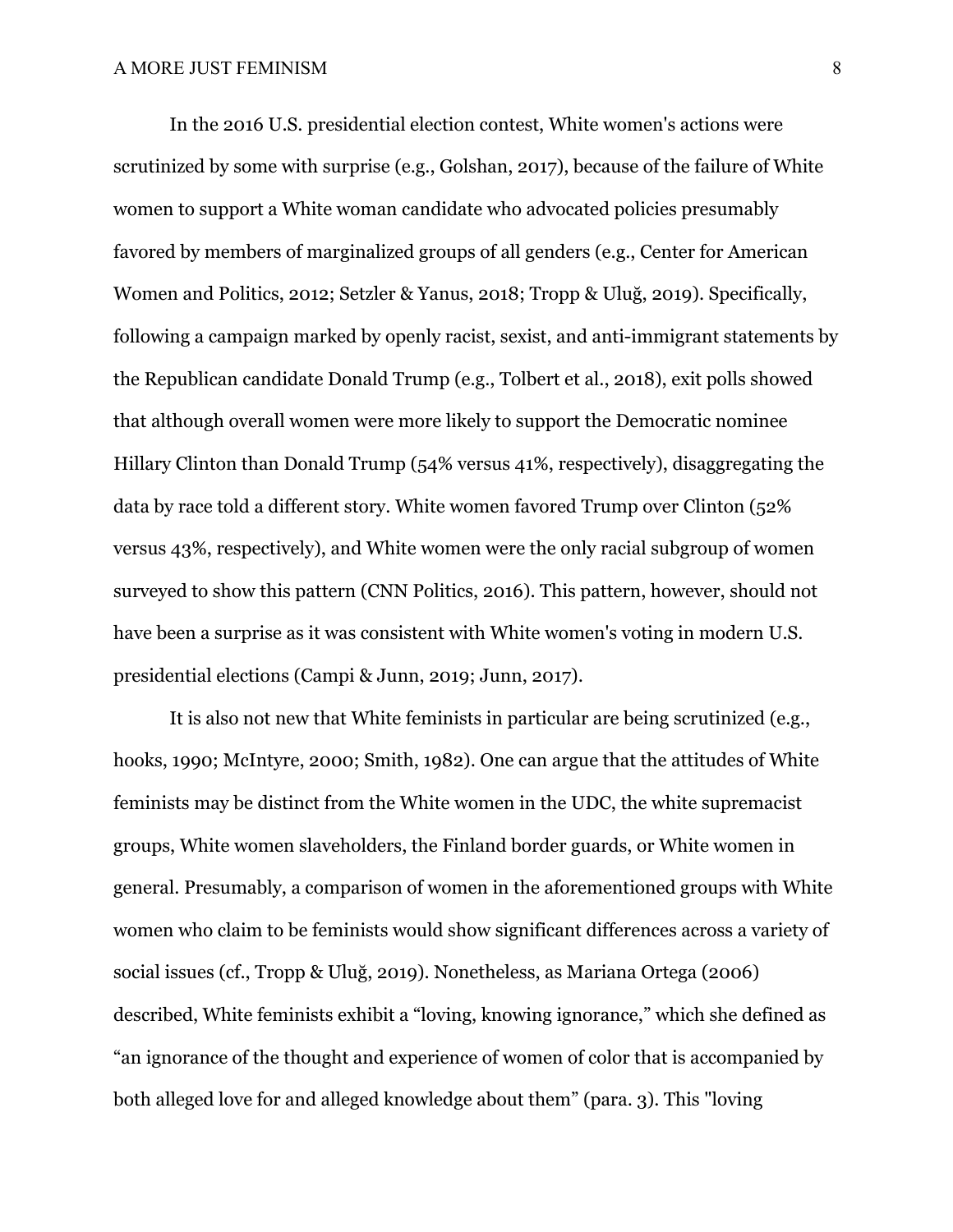In the 2016 U.S. presidential election contest, White women's actions were scrutinized by some with surprise (e.g., Golshan, 2017), because of the failure of White women to support a White woman candidate who advocated policies presumably favored by members of marginalized groups of all genders (e.g., Center for American Women and Politics, 2012; Setzler & Yanus, 2018; Tropp & Uluğ, 2019). Specifically, following a campaign marked by openly racist, sexist, and anti-immigrant statements by the Republican candidate Donald Trump (e.g., Tolbert et al., 2018), exit polls showed that although overall women were more likely to support the Democratic nominee Hillary Clinton than Donald Trump (54% versus 41%, respectively), disaggregating the data by race told a different story. White women favored Trump over Clinton (52% versus 43%, respectively), and White women were the only racial subgroup of women surveyed to show this pattern (CNN Politics, 2016). This pattern, however, should not have been a surprise as it was consistent with White women's voting in modern U.S. presidential elections (Campi & Junn, 2019; Junn, 2017).

It is also not new that White feminists in particular are being scrutinized (e.g., hooks, 1990; McIntyre, 2000; Smith, 1982). One can argue that the attitudes of White feminists may be distinct from the White women in the UDC, the white supremacist groups, White women slaveholders, the Finland border guards, or White women in general. Presumably, a comparison of women in the aforementioned groups with White women who claim to be feminists would show significant differences across a variety of social issues (cf., Tropp & Uluğ, 2019). Nonetheless, as Mariana Ortega (2006) described, White feminists exhibit a "loving, knowing ignorance," which she defined as "an ignorance of the thought and experience of women of color that is accompanied by both alleged love for and alleged knowledge about them" (para. 3). This "loving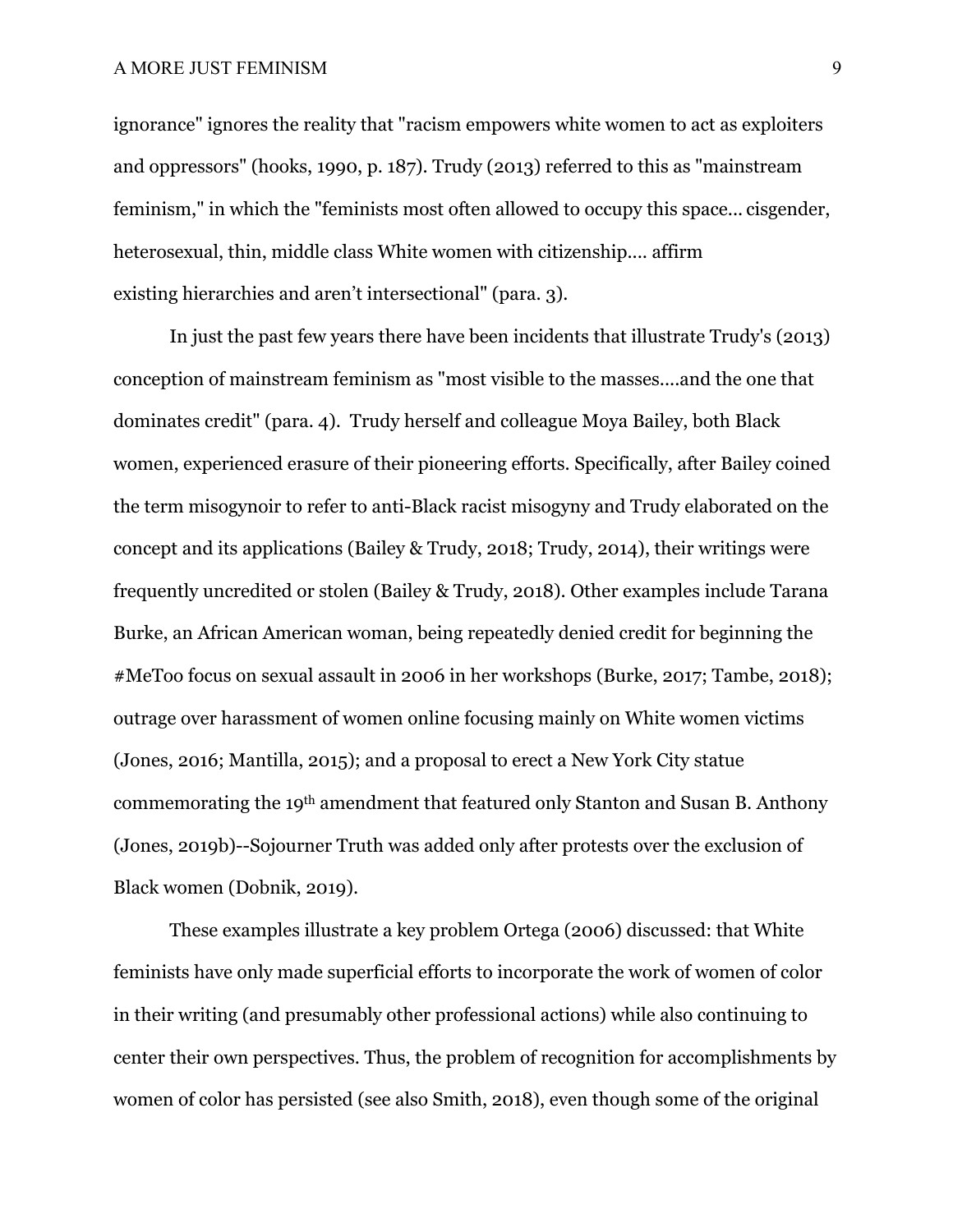ignorance" ignores the reality that "racism empowers white women to act as exploiters and oppressors" (hooks, 1990, p. 187). Trudy (2013) referred to this as "mainstream feminism," in which the "feminists most often allowed to occupy this space... cisgender, heterosexual, thin, middle class White women with citizenship.... affirm existing hierarchies and aren't intersectional" (para. 3).

In just the past few years there have been incidents that illustrate Trudy's (2013) conception of mainstream feminism as "most visible to the masses....and the one that dominates credit" (para. 4). Trudy herself and colleague Moya Bailey, both Black women, experienced erasure of their pioneering efforts. Specifically, after Bailey coined the term misogynoir to refer to anti-Black racist misogyny and Trudy elaborated on the concept and its applications (Bailey & Trudy, 2018; Trudy, 2014), their writings were frequently uncredited or stolen (Bailey & Trudy, 2018). Other examples include Tarana Burke, an African American woman, being repeatedly denied credit for beginning the #MeToo focus on sexual assault in 2006 in her workshops (Burke, 2017; Tambe, 2018); outrage over harassment of women online focusing mainly on White women victims (Jones, 2016; Mantilla, 2015); and a proposal to erect a New York City statue commemorating the 19th amendment that featured only Stanton and Susan B. Anthony (Jones, 2019b)--Sojourner Truth was added only after protests over the exclusion of Black women (Dobnik, 2019).

These examples illustrate a key problem Ortega (2006) discussed: that White feminists have only made superficial efforts to incorporate the work of women of color in their writing (and presumably other professional actions) while also continuing to center their own perspectives. Thus, the problem of recognition for accomplishments by women of color has persisted (see also Smith, 2018), even though some of the original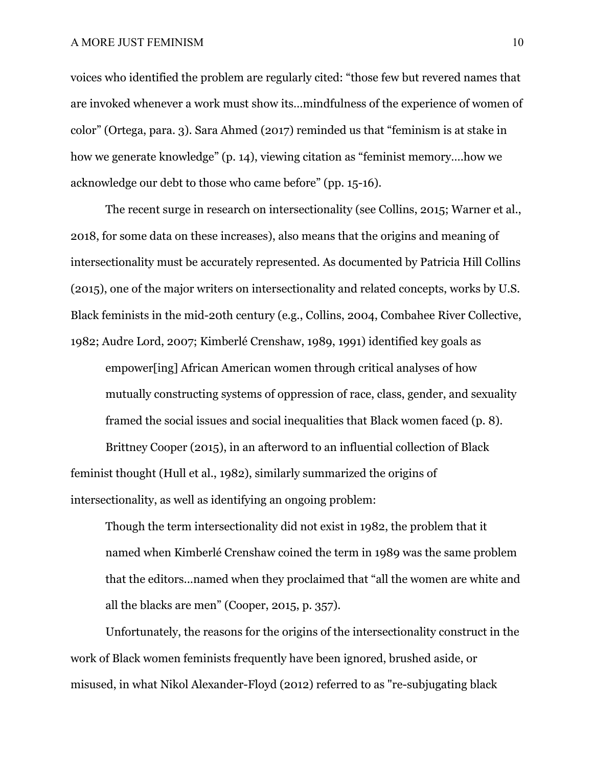voices who identified the problem are regularly cited: "those few but revered names that are invoked whenever a work must show its…mindfulness of the experience of women of color" (Ortega, para. 3). Sara Ahmed (2017) reminded us that "feminism is at stake in how we generate knowledge" (p. 14), viewing citation as "feminist memory….how we acknowledge our debt to those who came before" (pp. 15-16).

The recent surge in research on intersectionality (see Collins, 2015; Warner et al., 2018, for some data on these increases), also means that the origins and meaning of intersectionality must be accurately represented. As documented by Patricia Hill Collins (2015), one of the major writers on intersectionality and related concepts, works by U.S. Black feminists in the mid-20th century (e.g., Collins, 2004, Combahee River Collective, 1982; Audre Lord, 2007; Kimberlé Crenshaw, 1989, 1991) identified key goals as

> empower[ing] African American women through critical analyses of how mutually constructing systems of oppression of race, class, gender, and sexuality framed the social issues and social inequalities that Black women faced (p. 8).

Brittney Cooper (2015), in an afterword to an influential collection of Black feminist thought (Hull et al., 1982), similarly summarized the origins of intersectionality, as well as identifying an ongoing problem:

> Though the term intersectionality did not exist in 1982, the problem that it named when Kimberlé Crenshaw coined the term in 1989 was the same problem that the editors…named when they proclaimed that "all the women are white and all the blacks are men" (Cooper, 2015, p. 357).

Unfortunately, the reasons for the origins of the intersectionality construct in the work of Black women feminists frequently have been ignored, brushed aside, or misused, in what Nikol Alexander-Floyd (2012) referred to as "re-subjugating black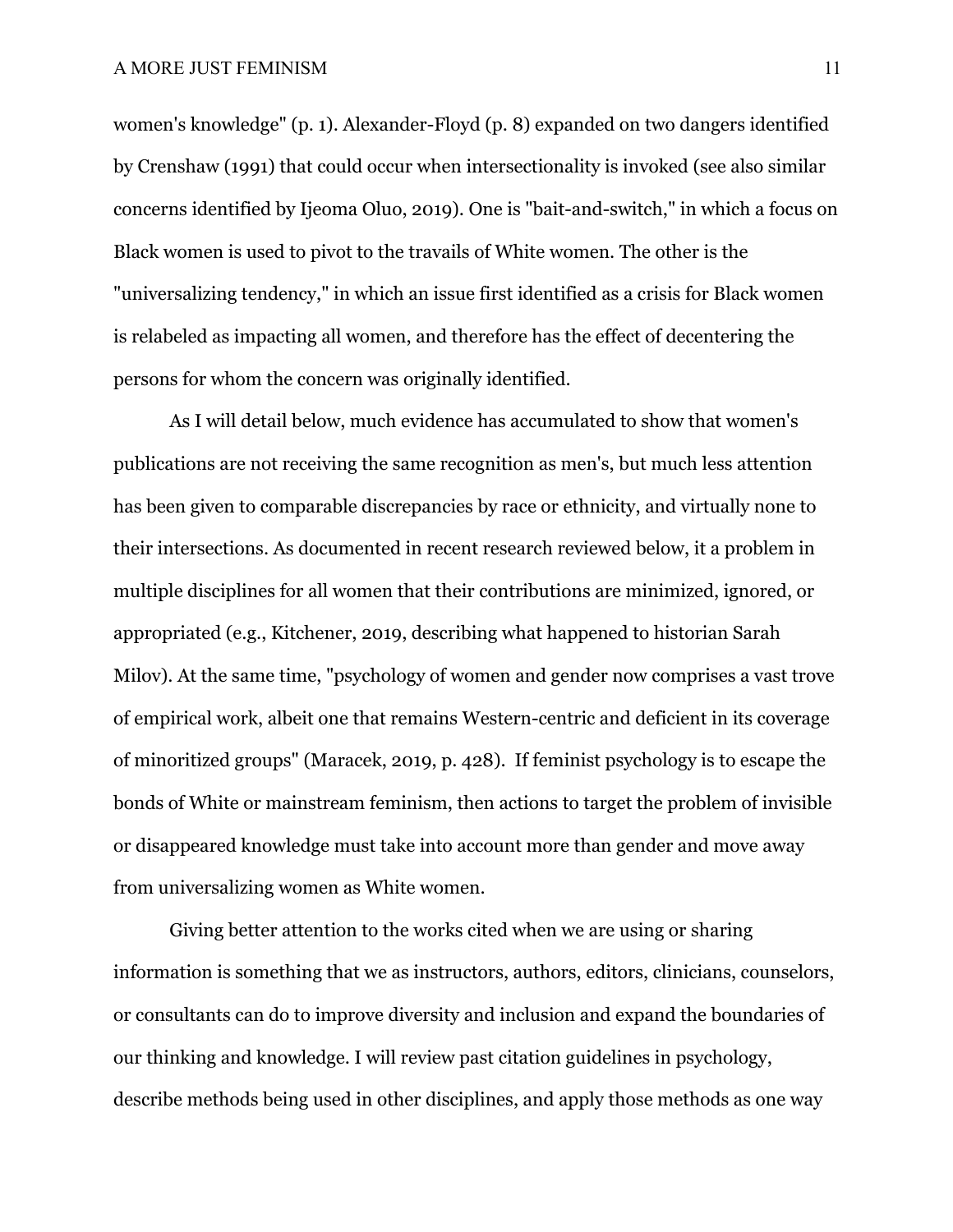women's knowledge" (p. 1). Alexander-Floyd (p. 8) expanded on two dangers identified by Crenshaw (1991) that could occur when intersectionality is invoked (see also similar concerns identified by Ijeoma Oluo, 2019). One is "bait-and-switch," in which a focus on Black women is used to pivot to the travails of White women. The other is the "universalizing tendency," in which an issue first identified as a crisis for Black women is relabeled as impacting all women, and therefore has the effect of decentering the persons for whom the concern was originally identified.

As I will detail below, much evidence has accumulated to show that women's publications are not receiving the same recognition as men's, but much less attention has been given to comparable discrepancies by race or ethnicity, and virtually none to their intersections. As documented in recent research reviewed below, it a problem in multiple disciplines for all women that their contributions are minimized, ignored, or appropriated (e.g., Kitchener, 2019, describing what happened to historian Sarah Milov). At the same time, "psychology of women and gender now comprises a vast trove of empirical work, albeit one that remains Western-centric and deficient in its coverage of minoritized groups" (Maracek, 2019, p. 428). If feminist psychology is to escape the bonds of White or mainstream feminism, then actions to target the problem of invisible or disappeared knowledge must take into account more than gender and move away from universalizing women as White women.

Giving better attention to the works cited when we are using or sharing information is something that we as instructors, authors, editors, clinicians, counselors, or consultants can do to improve diversity and inclusion and expand the boundaries of our thinking and knowledge. I will review past citation guidelines in psychology, describe methods being used in other disciplines, and apply those methods as one way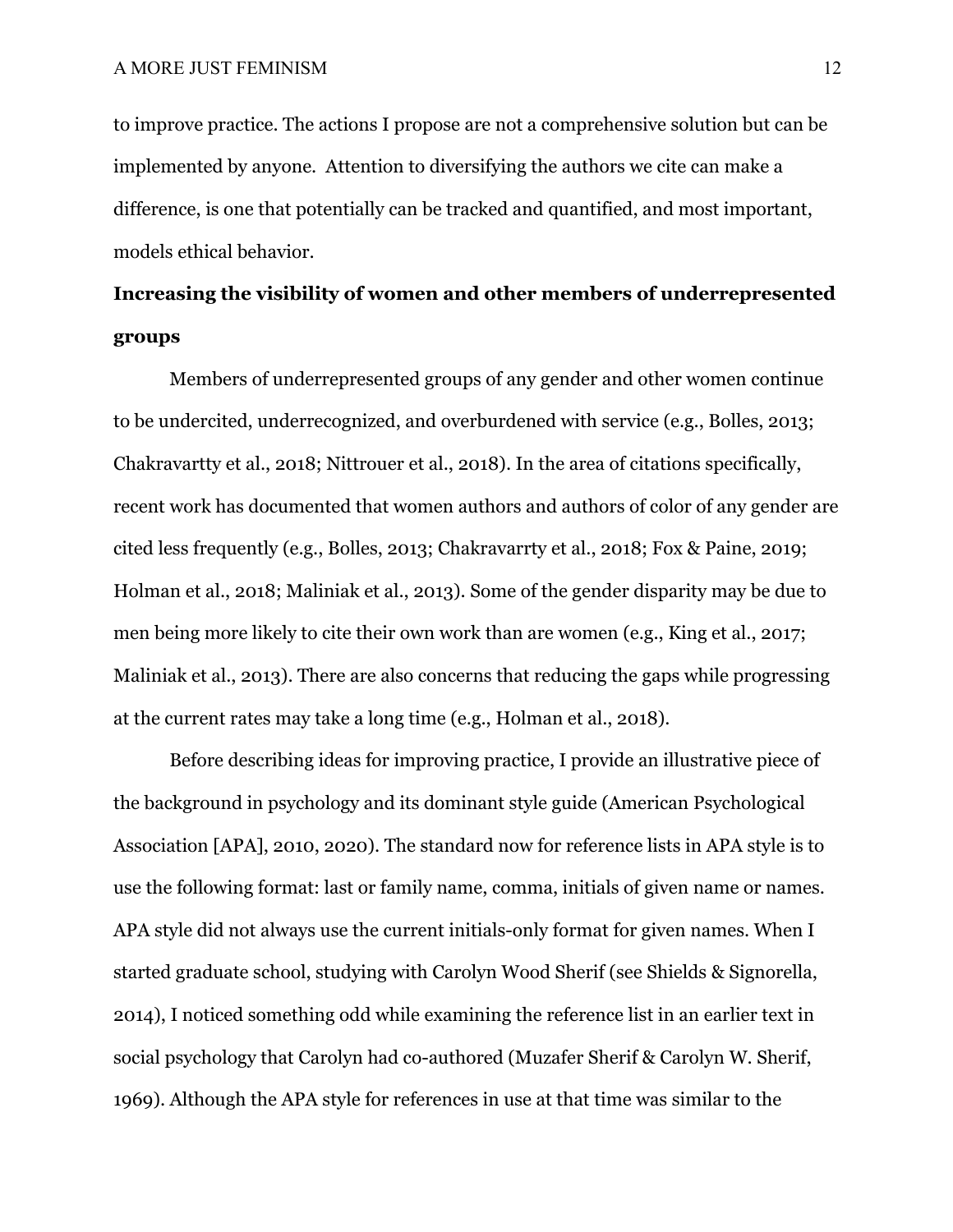to improve practice. The actions I propose are not a comprehensive solution but can be implemented by anyone. Attention to diversifying the authors we cite can make a difference, is one that potentially can be tracked and quantified, and most important, models ethical behavior.

**Increasing the visibility of women and other members of underrepresented groups**

Members of underrepresented groups of any gender and other women continue to be undercited, underrecognized, and overburdened with service (e.g., Bolles, 2013; Chakravartty et al., 2018; Nittrouer et al., 2018). In the area of citations specifically, recent work has documented that women authors and authors of color of any gender are cited less frequently (e.g., Bolles, 2013; Chakravarrty et al., 2018; Fox & Paine, 2019; Holman et al., 2018; Maliniak et al., 2013). Some of the gender disparity may be due to men being more likely to cite their own work than are women (e.g., King et al., 2017; Maliniak et al., 2013). There are also concerns that reducing the gaps while progressing at the current rates may take a long time (e.g., Holman et al., 2018).

Before describing ideas for improving practice, I provide an illustrative piece of the background in psychology and its dominant style guide (American Psychological Association [APA], 2010, 2020). The standard now for reference lists in APA style is to use the following format: last or family name, comma, initials of given name or names. APA style did not always use the current initials-only format for given names. When I started graduate school, studying with Carolyn Wood Sherif (see Shields & Signorella, 2014), I noticed something odd while examining the reference list in an earlier text in social psychology that Carolyn had co-authored (Muzafer Sherif & Carolyn W. Sherif, 1969). Although the APA style for references in use at that time was similar to the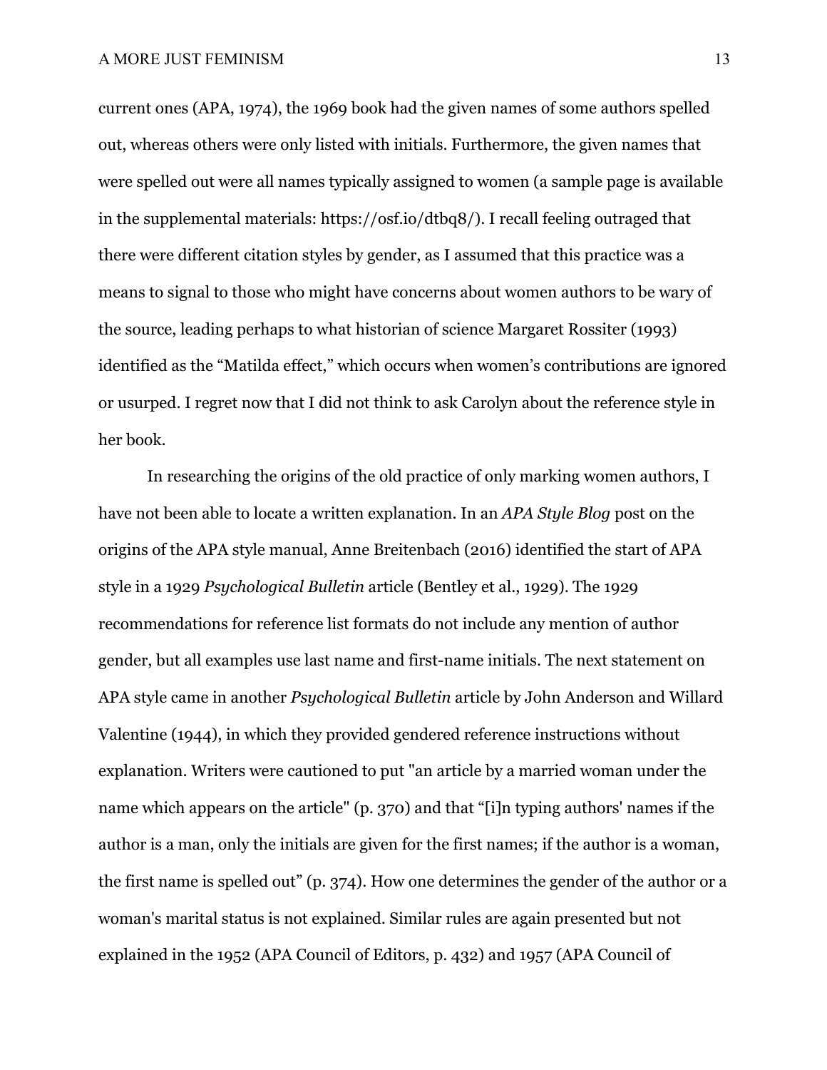current ones (APA, 1974), the 1969 book had the given names of some authors spelled out, whereas others were only listed with initials. Furthermore, the given names that were spelled out were all names typically assigned to women (a sample page is available in the supplemental materials: https://osf.io/dtbq8/). I recall feeling outraged that there were different citation styles by gender, as I assumed that this practice was a means to signal to those who might have concerns about women authors to be wary of the source, leading perhaps to what historian of science Margaret Rossiter (1993) identified as the "Matilda effect," which occurs when women's contributions are ignored or usurped. I regret now that I did not think to ask Carolyn about the reference style in her book.

In researching the origins of the old practice of only marking women authors, I have not been able to locate a written explanation. In an *APA Style Blog* post on the origins of the APA style manual, Anne Breitenbach (2016) identified the start of APA style in a 1929 *Psychological Bulletin* article (Bentley et al., 1929). The 1929 recommendations for reference list formats do not include any mention of author gender, but all examples use last name and first-name initials. The next statement on APA style came in another *Psychological Bulletin* article by John Anderson and Willard Valentine (1944), in which they provided gendered reference instructions without explanation. Writers were cautioned to put "an article by a married woman under the name which appears on the article" (p. 370) and that "[i]n typing authors' names if the author is a man, only the initials are given for the first names; if the author is a woman, the first name is spelled out" (p. 374). How one determines the gender of the author or a woman's marital status is not explained. Similar rules are again presented but not explained in the 1952 (APA Council of Editors, p. 432) and 1957 (APA Council of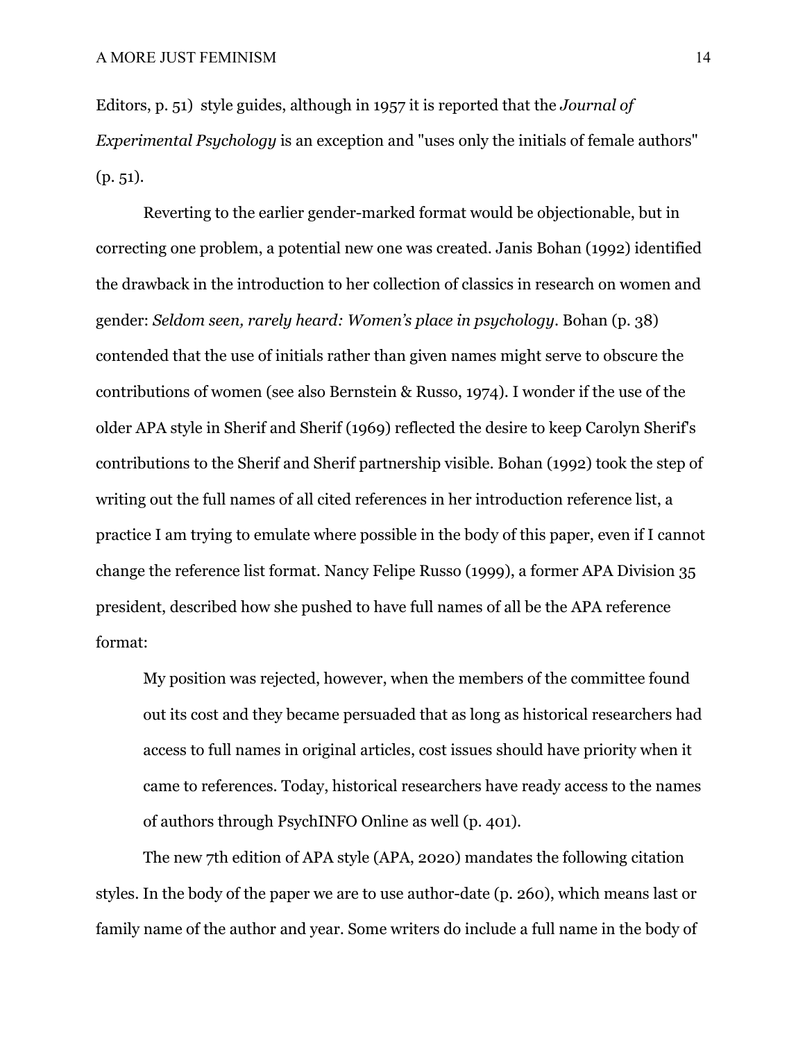Editors, p. 51) style guides, although in 1957 it is reported that the *Journal of Experimental Psychology* is an exception and "uses only the initials of female authors" (p. 51).

Reverting to the earlier gender-marked format would be objectionable, but in correcting one problem, a potential new one was created. Janis Bohan (1992) identified the drawback in the introduction to her collection of classics in research on women and gender: *Seldom seen, rarely heard: Women's place in psychology*. Bohan (p. 38) contended that the use of initials rather than given names might serve to obscure the contributions of women (see also Bernstein & Russo, 1974). I wonder if the use of the older APA style in Sherif and Sherif (1969) reflected the desire to keep Carolyn Sherif's contributions to the Sherif and Sherif partnership visible. Bohan (1992) took the step of writing out the full names of all cited references in her introduction reference list, a practice I am trying to emulate where possible in the body of this paper, even if I cannot change the reference list format. Nancy Felipe Russo (1999), a former APA Division 35 president, described how she pushed to have full names of all be the APA reference format:

> My position was rejected, however, when the members of the committee found out its cost and they became persuaded that as long as historical researchers had access to full names in original articles, cost issues should have priority when it came to references. Today, historical researchers have ready access to the names of authors through PsychINFO Online as well (p. 401).

The new 7th edition of APA style (APA, 2020) mandates the following citation styles. In the body of the paper we are to use author-date (p. 260), which means last or family name of the author and year. Some writers do include a full name in the body of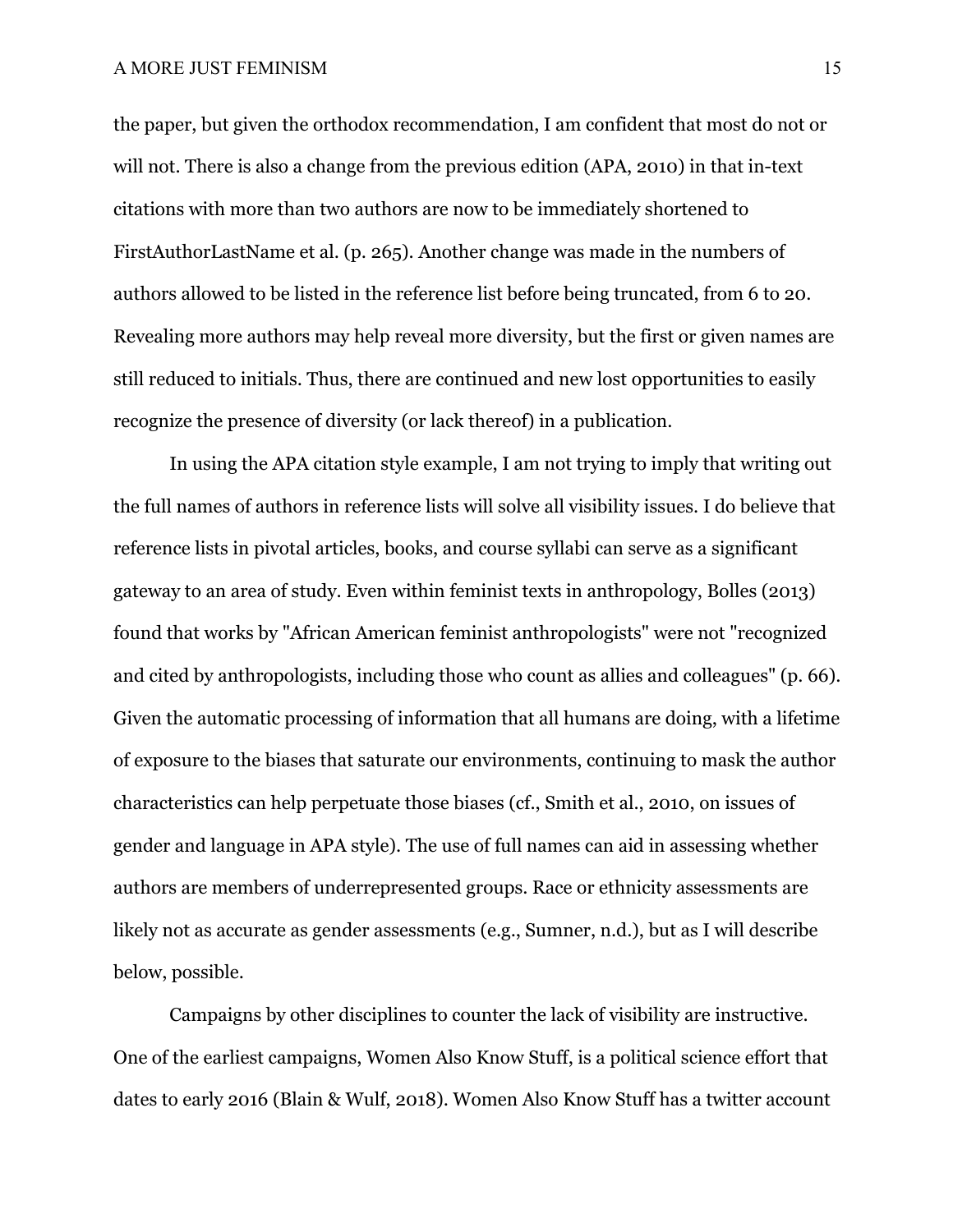the paper, but given the orthodox recommendation, I am confident that most do not or will not. There is also a change from the previous edition (APA, 2010) in that in-text citations with more than two authors are now to be immediately shortened to FirstAuthorLastName et al. (p. 265). Another change was made in the numbers of authors allowed to be listed in the reference list before being truncated, from 6 to 20. Revealing more authors may help reveal more diversity, but the first or given names are still reduced to initials. Thus, there are continued and new lost opportunities to easily recognize the presence of diversity (or lack thereof) in a publication.

In using the APA citation style example, I am not trying to imply that writing out the full names of authors in reference lists will solve all visibility issues. I do believe that reference lists in pivotal articles, books, and course syllabi can serve as a significant gateway to an area of study. Even within feminist texts in anthropology, Bolles (2013) found that works by "African American feminist anthropologists" were not "recognized and cited by anthropologists, including those who count as allies and colleagues" (p. 66). Given the automatic processing of information that all humans are doing, with a lifetime of exposure to the biases that saturate our environments, continuing to mask the author characteristics can help perpetuate those biases (cf., Smith et al., 2010, on issues of gender and language in APA style). The use of full names can aid in assessing whether authors are members of underrepresented groups. Race or ethnicity assessments are likely not as accurate as gender assessments (e.g., Sumner, n.d.), but as I will describe below, possible.

Campaigns by other disciplines to counter the lack of visibility are instructive. One of the earliest campaigns, Women Also Know Stuff, is a political science effort that dates to early 2016 (Blain & Wulf, 2018). Women Also Know Stuff has a twitter account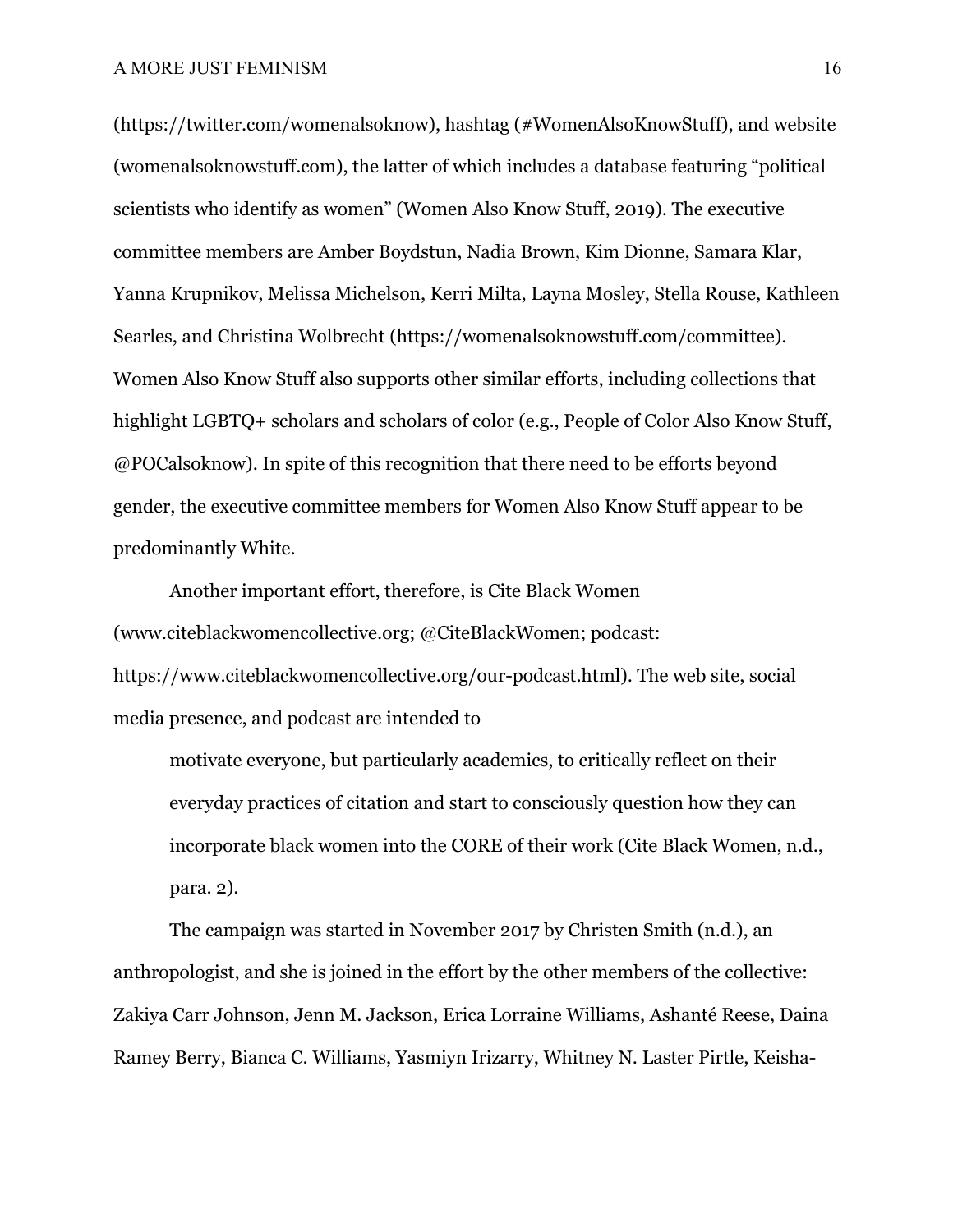(https://twitter.com/womenalsoknow), hashtag (#WomenAlsoKnowStuff), and website (womenalsoknowstuff.com), the latter of which includes a database featuring "political scientists who identify as women" (Women Also Know Stuff, 2019). The executive committee members are Amber Boydstun, Nadia Brown, Kim Dionne, Samara Klar, Yanna Krupnikov, Melissa Michelson, Kerri Milta, Layna Mosley, Stella Rouse, Kathleen Searles, and Christina Wolbrecht (https://womenalsoknowstuff.com/committee). Women Also Know Stuff also supports other similar efforts, including collections that highlight LGBTQ+ scholars and scholars of color (e.g., People of Color Also Know Stuff, @POCalsoknow). In spite of this recognition that there need to be efforts beyond gender, the executive committee members for Women Also Know Stuff appear to be predominantly White.

Another important effort, therefore, is Cite Black Women (www.citeblackwomencollective.org; @CiteBlackWomen; podcast: https://www.citeblackwomencollective.org/our-podcast.html). The web site, social media presence, and podcast are intended to

> motivate everyone, but particularly academics, to critically reflect on their everyday practices of citation and start to consciously question how they can incorporate black women into the CORE of their work (Cite Black Women, n.d., para. 2).

The campaign was started in November 2017 by Christen Smith (n.d.), an anthropologist, and she is joined in the effort by the other members of the collective: Zakiya Carr Johnson, Jenn M. Jackson, Erica Lorraine Williams, Ashanté Reese, Daina Ramey Berry, Bianca C. Williams, Yasmiyn Irizarry, Whitney N. Laster Pirtle, Keisha-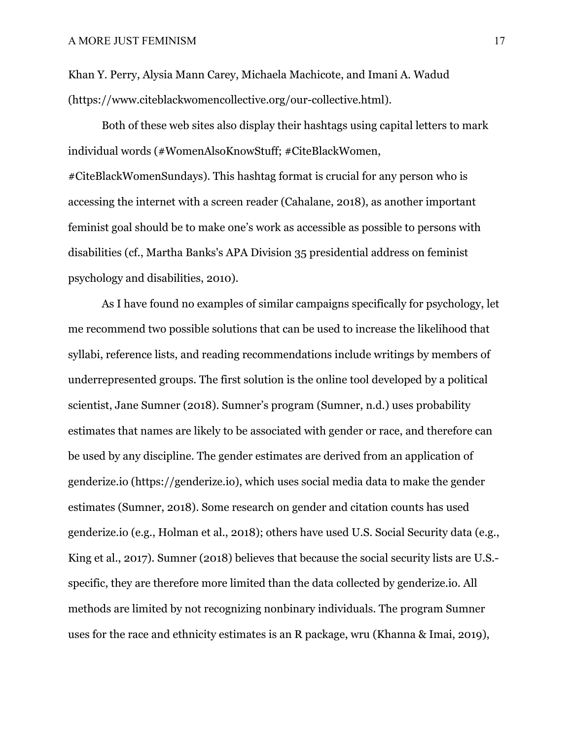Khan Y. Perry, Alysia Mann Carey, Michaela Machicote, and Imani A. Wadud (https://www.citeblackwomencollective.org/our-collective.html).

Both of these web sites also display their hashtags using capital letters to mark individual words (#WomenAlsoKnowStuff; #CiteBlackWomen, #CiteBlackWomenSundays). This hashtag format is crucial for any person who is accessing the internet with a screen reader (Cahalane, 2018), as another important feminist goal should be to make one's work as accessible as possible to persons with disabilities (cf., Martha Banks's APA Division 35 presidential address on feminist psychology and disabilities, 2010).

As I have found no examples of similar campaigns specifically for psychology, let me recommend two possible solutions that can be used to increase the likelihood that syllabi, reference lists, and reading recommendations include writings by members of underrepresented groups. The first solution is the online tool developed by a political scientist, Jane Sumner (2018). Sumner's program (Sumner, n.d.) uses probability estimates that names are likely to be associated with gender or race, and therefore can be used by any discipline. The gender estimates are derived from an application of genderize.io (https://genderize.io), which uses social media data to make the gender estimates (Sumner, 2018). Some research on gender and citation counts has used genderize.io (e.g., Holman et al., 2018); others have used U.S. Social Security data (e.g., King et al., 2017). Sumner (2018) believes that because the social security lists are U.S.-specific, they are therefore more limited than the data collected by genderize.io. All methods are limited by not recognizing nonbinary individuals. The program Sumner uses for the race and ethnicity estimates is an R package, wru (Khanna & Imai, 2019),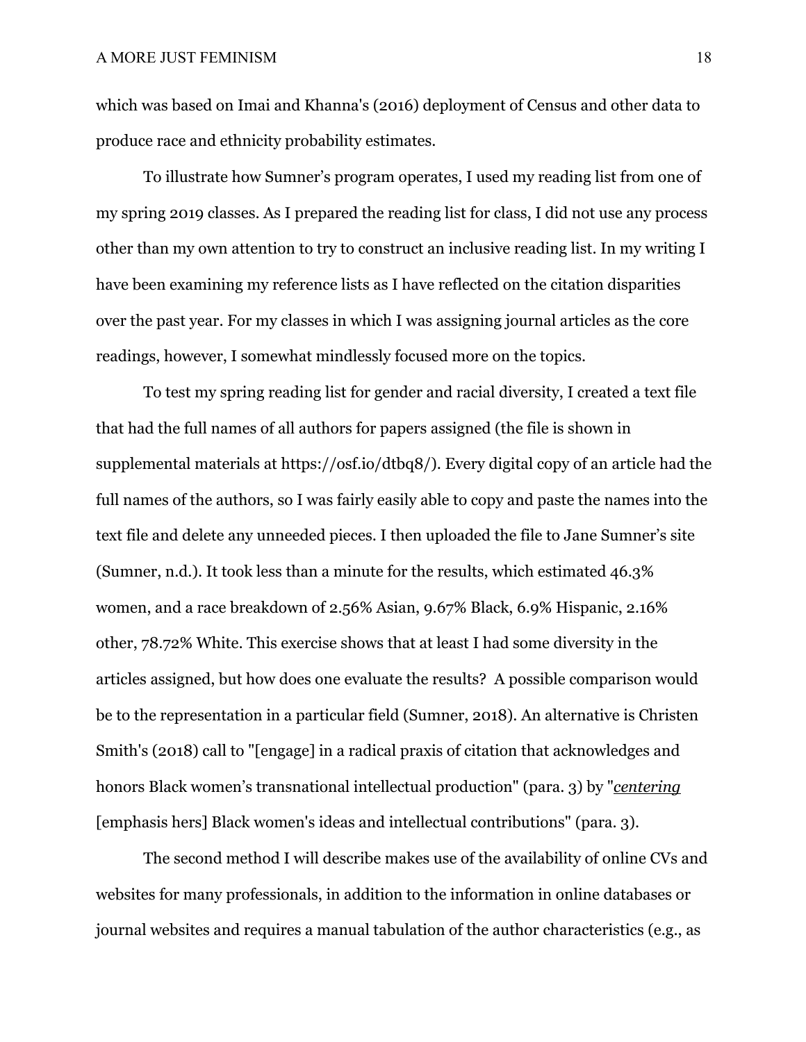which was based on Imai and Khanna's (2016) deployment of Census and other data to produce race and ethnicity probability estimates.

To illustrate how Sumner's program operates, I used my reading list from one of my spring 2019 classes. As I prepared the reading list for class, I did not use any process other than my own attention to try to construct an inclusive reading list. In my writing I have been examining my reference lists as I have reflected on the citation disparities over the past year. For my classes in which I was assigning journal articles as the core readings, however, I somewhat mindlessly focused more on the topics.

To test my spring reading list for gender and racial diversity, I created a text file that had the full names of all authors for papers assigned (the file is shown in supplemental materials at https://osf.io/dtbq8/). Every digital copy of an article had the full names of the authors, so I was fairly easily able to copy and paste the names into the text file and delete any unneeded pieces. I then uploaded the file to Jane Sumner's site (Sumner, n.d.). It took less than a minute for the results, which estimated 46.3% women, and a race breakdown of 2.56% Asian, 9.67% Black, 6.9% Hispanic, 2.16% other, 78.72% White. This exercise shows that at least I had some diversity in the articles assigned, but how does one evaluate the results? A possible comparison would be to the representation in a particular field (Sumner, 2018). An alternative is Christen Smith's (2018) call to "[engage] in a radical praxis of citation that acknowledges and honors Black women's transnational intellectual production" (para. 3) by "*centering* [emphasis hers] Black women's ideas and intellectual contributions" (para. 3).

The second method I will describe makes use of the availability of online CVs and websites for many professionals, in addition to the information in online databases or journal websites and requires a manual tabulation of the author characteristics (e.g., as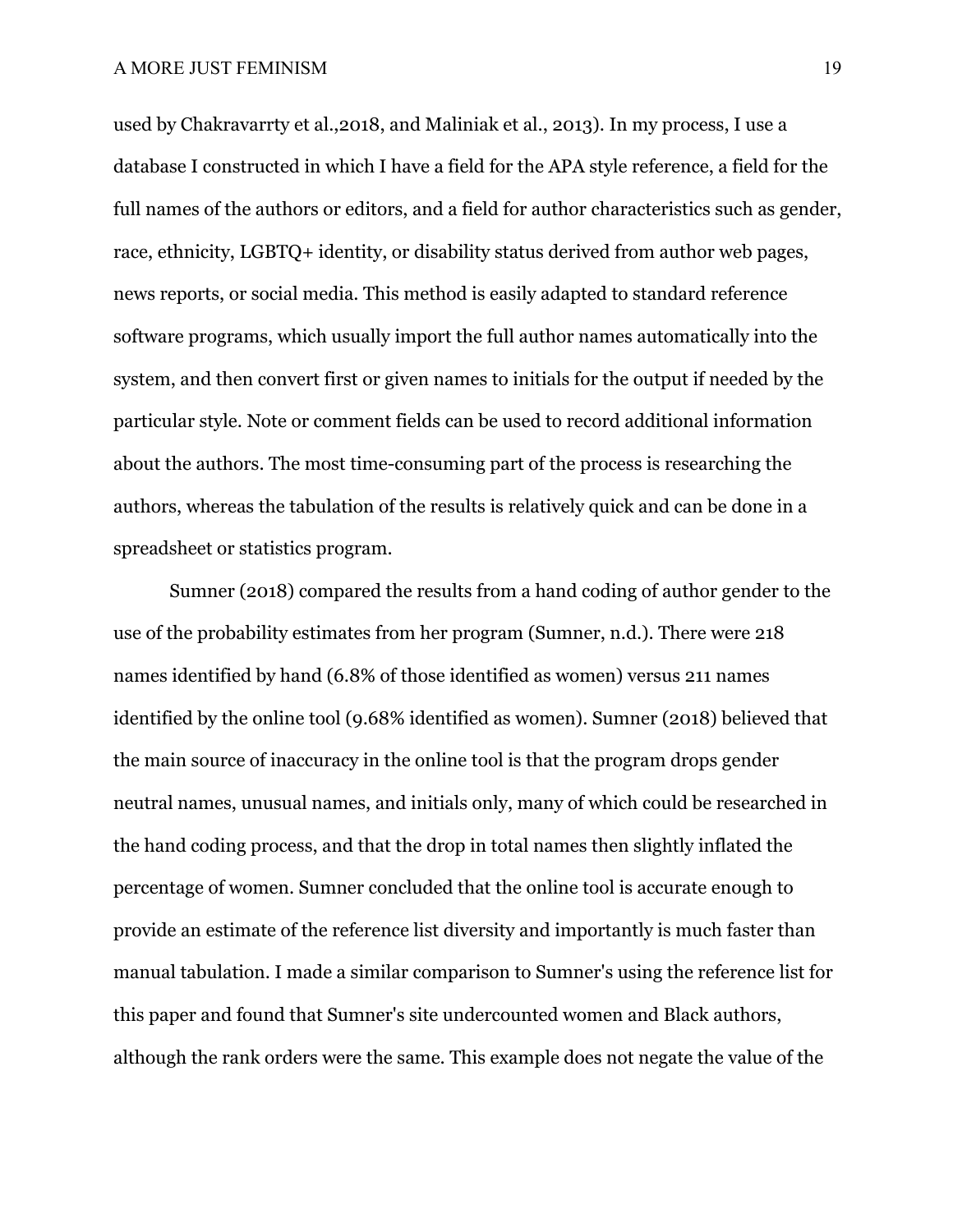used by Chakravarrty et al.,2018, and Maliniak et al., 2013). In my process, I use a database I constructed in which I have a field for the APA style reference, a field for the full names of the authors or editors, and a field for author characteristics such as gender, race, ethnicity, LGBTQ+ identity, or disability status derived from author web pages, news reports, or social media. This method is easily adapted to standard reference software programs, which usually import the full author names automatically into the system, and then convert first or given names to initials for the output if needed by the particular style. Note or comment fields can be used to record additional information about the authors. The most time-consuming part of the process is researching the authors, whereas the tabulation of the results is relatively quick and can be done in a spreadsheet or statistics program.

Sumner (2018) compared the results from a hand coding of author gender to the use of the probability estimates from her program (Sumner, n.d.). There were 218 names identified by hand (6.8% of those identified as women) versus 211 names identified by the online tool (9.68% identified as women). Sumner (2018) believed that the main source of inaccuracy in the online tool is that the program drops gender neutral names, unusual names, and initials only, many of which could be researched in the hand coding process, and that the drop in total names then slightly inflated the percentage of women. Sumner concluded that the online tool is accurate enough to provide an estimate of the reference list diversity and importantly is much faster than manual tabulation. I made a similar comparison to Sumner's using the reference list for this paper and found that Sumner's site undercounted women and Black authors, although the rank orders were the same. This example does not negate the value of the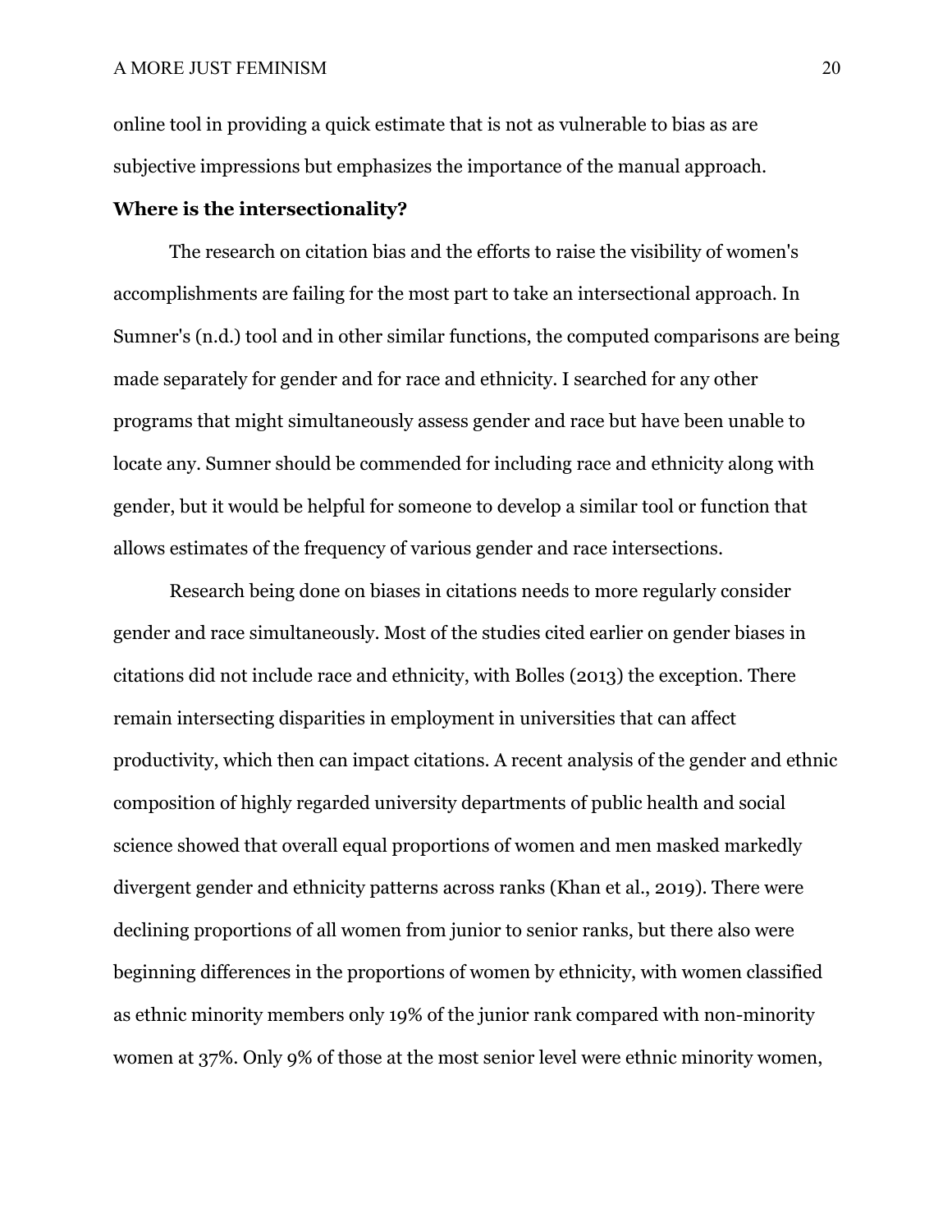online tool in providing a quick estimate that is not as vulnerable to bias as are subjective impressions but emphasizes the importance of the manual approach.

## Where is the intersectionality?

The research on citation bias and the efforts to raise the visibility of women's accomplishments are failing for the most part to take an intersectional approach. In Sumner's (n.d.) tool and in other similar functions, the computed comparisons are being made separately for gender and for race and ethnicity. I searched for any other programs that might simultaneously assess gender and race but have been unable to locate any. Sumner should be commended for including race and ethnicity along with gender, but it would be helpful for someone to develop a similar tool or function that allows estimates of the frequency of various gender and race intersections.

Research being done on biases in citations needs to more regularly consider gender and race simultaneously. Most of the studies cited earlier on gender biases in citations did not include race and ethnicity, with Bolles (2013) the exception. There remain intersecting disparities in employment in universities that can affect productivity, which then can impact citations. A recent analysis of the gender and ethnic composition of highly regarded university departments of public health and social science showed that overall equal proportions of women and men masked markedly divergent gender and ethnicity patterns across ranks (Khan et al., 2019). There were declining proportions of all women from junior to senior ranks, but there also were beginning differences in the proportions of women by ethnicity, with women classified as ethnic minority members only 19% of the junior rank compared with non-minority women at 37%. Only 9% of those at the most senior level were ethnic minority women,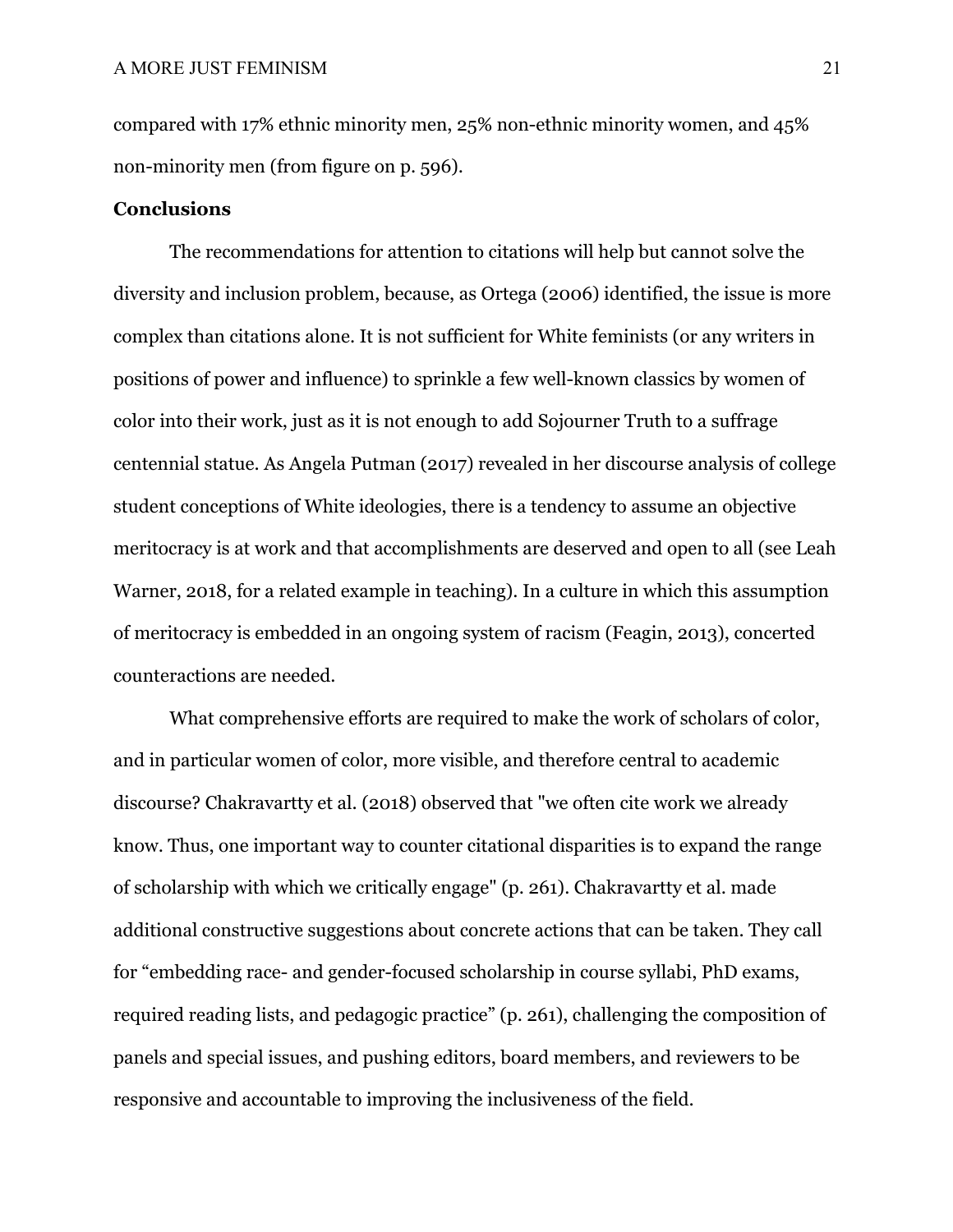compared with 17% ethnic minority men, 25% non-ethnic minority women, and 45% non-minority men (from figure on p. 596).

**Conclusions**

The recommendations for attention to citations will help but cannot solve the diversity and inclusion problem, because, as Ortega (2006) identified, the issue is more complex than citations alone. It is not sufficient for White feminists (or any writers in positions of power and influence) to sprinkle a few well-known classics by women of color into their work, just as it is not enough to add Sojourner Truth to a suffrage centennial statue. As Angela Putman (2017) revealed in her discourse analysis of college student conceptions of White ideologies, there is a tendency to assume an objective meritocracy is at work and that accomplishments are deserved and open to all (see Leah Warner, 2018, for a related example in teaching). In a culture in which this assumption of meritocracy is embedded in an ongoing system of racism (Feagin, 2013), concerted counteractions are needed.

What comprehensive efforts are required to make the work of scholars of color, and in particular women of color, more visible, and therefore central to academic discourse? Chakravartty et al. (2018) observed that "we often cite work we already know. Thus, one important way to counter citational disparities is to expand the range of scholarship with which we critically engage" (p. 261). Chakravartty et al. made additional constructive suggestions about concrete actions that can be taken. They call for "embedding race- and gender-focused scholarship in course syllabi, PhD exams, required reading lists, and pedagogic practice" (p. 261), challenging the composition of panels and special issues, and pushing editors, board members, and reviewers to be responsive and accountable to improving the inclusiveness of the field.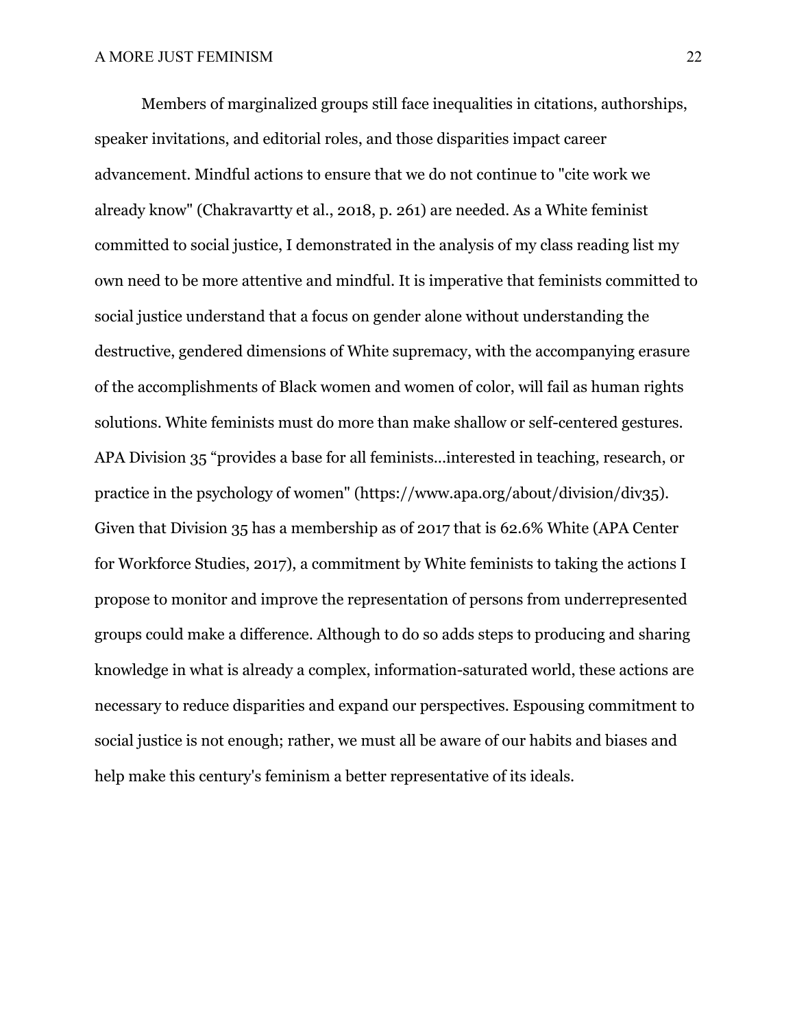Members of marginalized groups still face inequalities in citations, authorships, speaker invitations, and editorial roles, and those disparities impact career advancement. Mindful actions to ensure that we do not continue to "cite work we already know" (Chakravartty et al., 2018, p. 261) are needed. As a White feminist committed to social justice, I demonstrated in the analysis of my class reading list my own need to be more attentive and mindful. It is imperative that feminists committed to social justice understand that a focus on gender alone without understanding the destructive, gendered dimensions of White supremacy, with the accompanying erasure of the accomplishments of Black women and women of color, will fail as human rights solutions. White feminists must do more than make shallow or self-centered gestures. APA Division 35 “provides a base for all feminists...interested in teaching, research, or practice in the psychology of women" (https://www.apa.org/about/division/div35). Given that Division 35 has a membership as of 2017 that is 62.6% White (APA Center for Workforce Studies, 2017), a commitment by White feminists to taking the actions I propose to monitor and improve the representation of persons from underrepresented groups could make a difference. Although to do so adds steps to producing and sharing knowledge in what is already a complex, information-saturated world, these actions are necessary to reduce disparities and expand our perspectives. Espousing commitment to social justice is not enough; rather, we must all be aware of our habits and biases and help make this century's feminism a better representative of its ideals.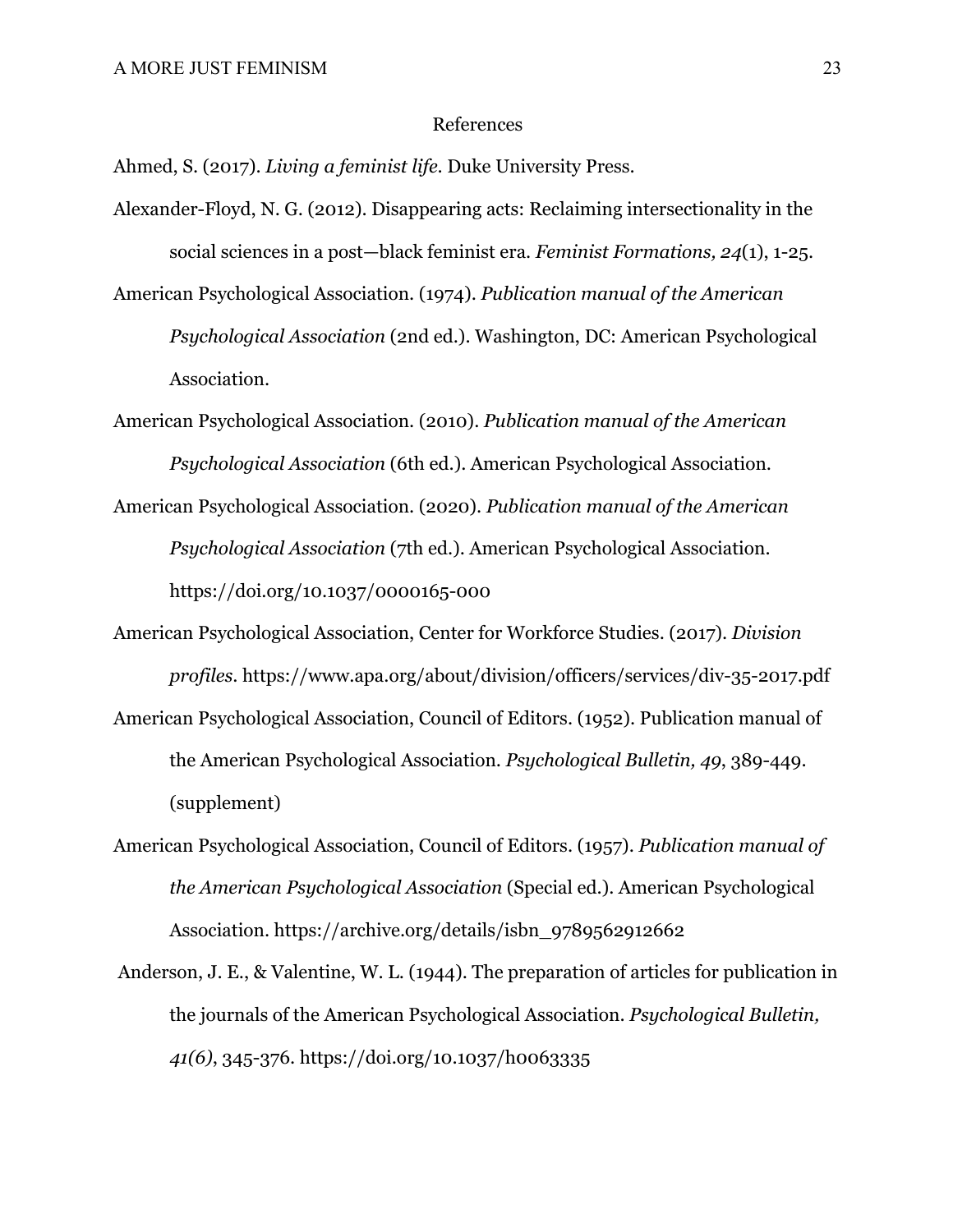# References

Ahmed, S. (2017). *Living a feminist life*. Duke University Press.

Alexander-Floyd, N. G. (2012). Disappearing acts: Reclaiming intersectionality in the social sciences in a post—black feminist era. *Feminist Formations, 24*(1), 1-25.

American Psychological Association. (1974). *Publication manual of the American Psychological Association* (2nd ed.). Washington, DC: American Psychological Association.

American Psychological Association. (2010). *Publication manual of the American Psychological Association* (6th ed.). American Psychological Association.

American Psychological Association. (2020). *Publication manual of the American Psychological Association* (7th ed.). American Psychological Association. https://doi.org/10.1037/0000165-000

American Psychological Association, Center for Workforce Studies. (2017). *Division profiles*. https://www.apa.org/about/division/officers/services/div-35-2017.pdf

American Psychological Association, Council of Editors. (1952). Publication manual of the American Psychological Association. *Psychological Bulletin, 49*, 389-449. (supplement)

American Psychological Association, Council of Editors. (1957). *Publication manual of the American Psychological Association* (Special ed.). American Psychological Association. https://archive.org/details/isbn_9789562912662

Anderson, J. E., & Valentine, W. L. (1944). The preparation of articles for publication in the journals of the American Psychological Association. *Psychological Bulletin, 41(6)*, 345-376. https://doi.org/10.1037/h0063335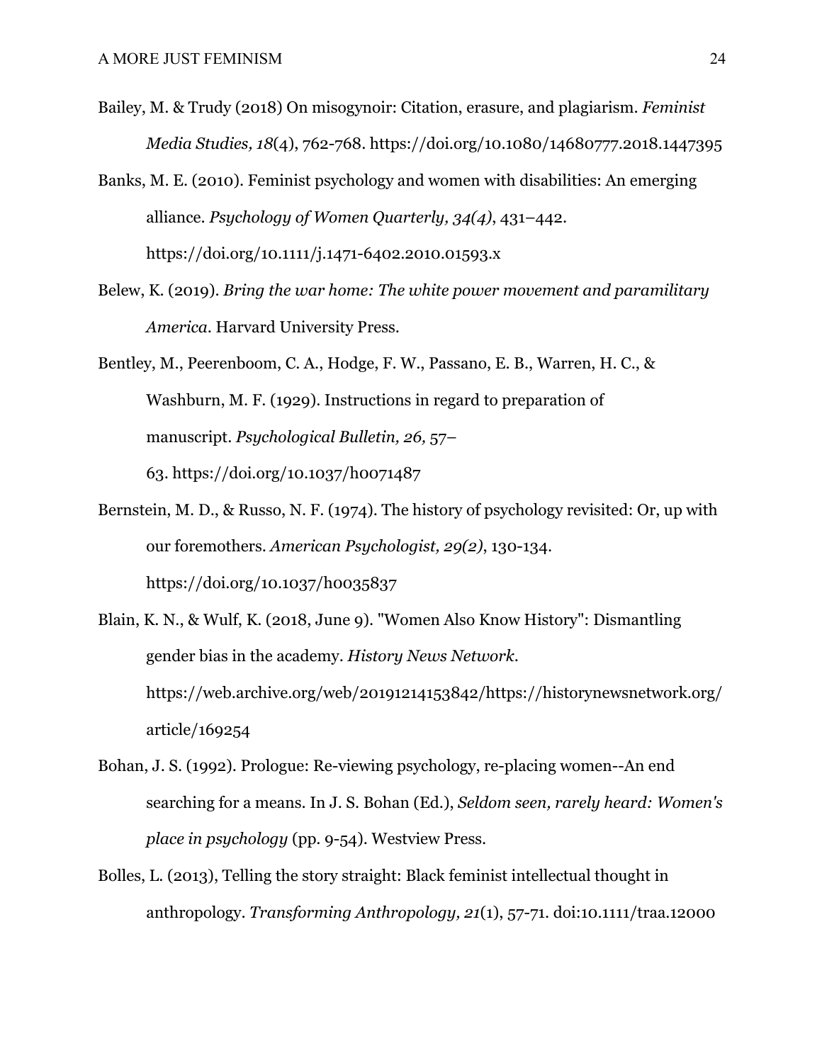Bailey, M. & Trudy (2018) On misogynoir: Citation, erasure, and plagiarism. *Feminist Media Studies, 18*(4), 762-768. https://doi.org/10.1080/14680777.2018.1447395

Banks, M. E. (2010). Feminist psychology and women with disabilities: An emerging alliance. *Psychology of Women Quarterly, 34(4)*, 431–442. https://doi.org/10.1111/j.1471-6402.2010.01593.x

Belew, K. (2019). *Bring the war home: The white power movement and paramilitary America*. Harvard University Press.

Bentley, M., Peerenboom, C. A., Hodge, F. W., Passano, E. B., Warren, H. C., & Washburn, M. F. (1929). Instructions in regard to preparation of manuscript. *Psychological Bulletin, 26,* 57–63. https://doi.org/10.1037/h0071487

Bernstein, M. D., & Russo, N. F. (1974). The history of psychology revisited: Or, up with our foremothers. *American Psychologist, 29(2)*, 130-134. https://doi.org/10.1037/h0035837

Blain, K. N., & Wulf, K. (2018, June 9). "Women Also Know History": Dismantling gender bias in the academy. *History News Network*. https://web.archive.org/web/20191214153842/https://historynewsnetwork.org/article/169254

Bohan, J. S. (1992). Prologue: Re-viewing psychology, re-placing women--An end searching for a means. In J. S. Bohan (Ed.), *Seldom seen, rarely heard: Women's place in psychology* (pp. 9-54). Westview Press.

Bolles, L. (2013), Telling the story straight: Black feminist intellectual thought in anthropology. *Transforming Anthropology, 21*(1), 57-71. doi:10.1111/traa.12000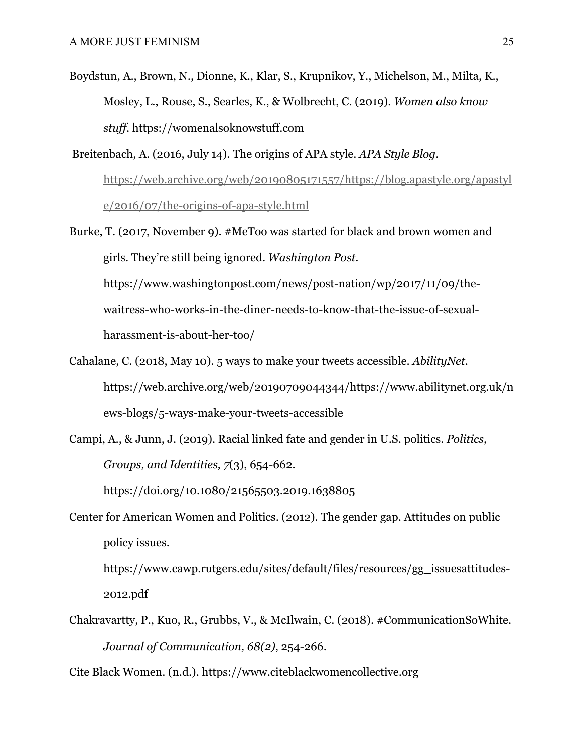Boydstun, A., Brown, N., Dionne, K., Klar, S., Krupnikov, Y., Michelson, M., Milta, K., Mosley, L., Rouse, S., Searles, K., & Wolbrecht, C. (2019). *Women also know stuff*. https://womenalsoknowstuff.com

Breitenbach, A. (2016, July 14). The origins of APA style. *APA Style Blog*. https://web.archive.org/web/20190805171557/https://blog.apastyle.org/apastyle/2016/07/the-origins-of-apa-style.html

Burke, T. (2017, November 9). #MeToo was started for black and brown women and girls. They're still being ignored. *Washington Post*. https://www.washingtonpost.com/news/post-nation/wp/2017/11/09/the-waitress-who-works-in-the-diner-needs-to-know-that-the-issue-of-sexual-harassment-is-about-her-too/

Cahalane, C. (2018, May 10). 5 ways to make your tweets accessible. *AbilityNet*. https://web.archive.org/web/20190709044344/https://www.abilitynet.org.uk/news-blogs/5-ways-make-your-tweets-accessible

Campi, A., & Junn, J. (2019). Racial linked fate and gender in U.S. politics. *Politics, Groups, and Identities, 7*(3), 654-662. https://doi.org/10.1080/21565503.2019.1638805

Center for American Women and Politics. (2012). The gender gap. Attitudes on public policy issues. https://www.cawp.rutgers.edu/sites/default/files/resources/gg_issuesattitudes-2012.pdf

Chakravartty, P., Kuo, R., Grubbs, V., & McIlwain, C. (2018). #CommunicationSoWhite. *Journal of Communication, 68(2)*, 254-266.

Cite Black Women. (n.d.). https://www.citeblackwomencollective.org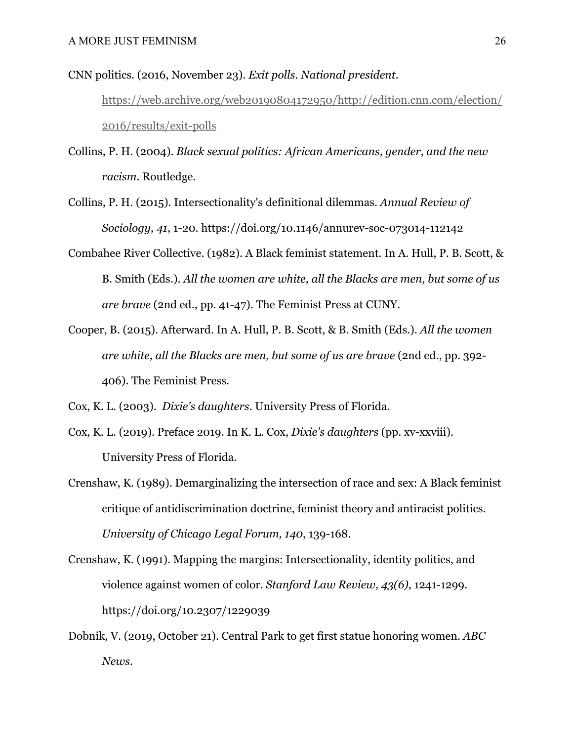CNN politics. (2016, November 23). *Exit polls. National president.* https://web.archive.org/web20190804172950/http://edition.cnn.com/election/2016/results/exit-polls

Collins, P. H. (2004). *Black sexual politics: African Americans, gender, and the new racism.* Routledge.

Collins, P. H. (2015). Intersectionality's definitional dilemmas. *Annual Review of Sociology, 41*, 1-20. https://doi.org/10.1146/annurev-soc-073014-112142

Combahee River Collective. (1982). A Black feminist statement. In A. Hull, P. B. Scott, & B. Smith (Eds.). *All the women are white, all the Blacks are men, but some of us are brave* (2nd ed., pp. 41-47). The Feminist Press at CUNY.

Cooper, B. (2015). Afterward. In A. Hull, P. B. Scott, & B. Smith (Eds.). *All the women are white, all the Blacks are men, but some of us are brave* (2nd ed., pp. 392-406). The Feminist Press.

Cox, K. L. (2003). *Dixie's daughters*. University Press of Florida.

Cox, K. L. (2019). Preface 2019. In K. L. Cox, *Dixie's daughters* (pp. xv-xxviii). University Press of Florida.

Crenshaw, K. (1989). Demarginalizing the intersection of race and sex: A Black feminist critique of antidiscrimination doctrine, feminist theory and antiracist politics. *University of Chicago Legal Forum, 140,* 139-168.

Crenshaw, K. (1991). Mapping the margins: Intersectionality, identity politics, and violence against women of color. *Stanford Law Review, 43(6)*, 1241-1299. https://doi.org/10.2307/1229039

Dobnik, V. (2019, October 21). Central Park to get first statue honoring women. *ABC News*.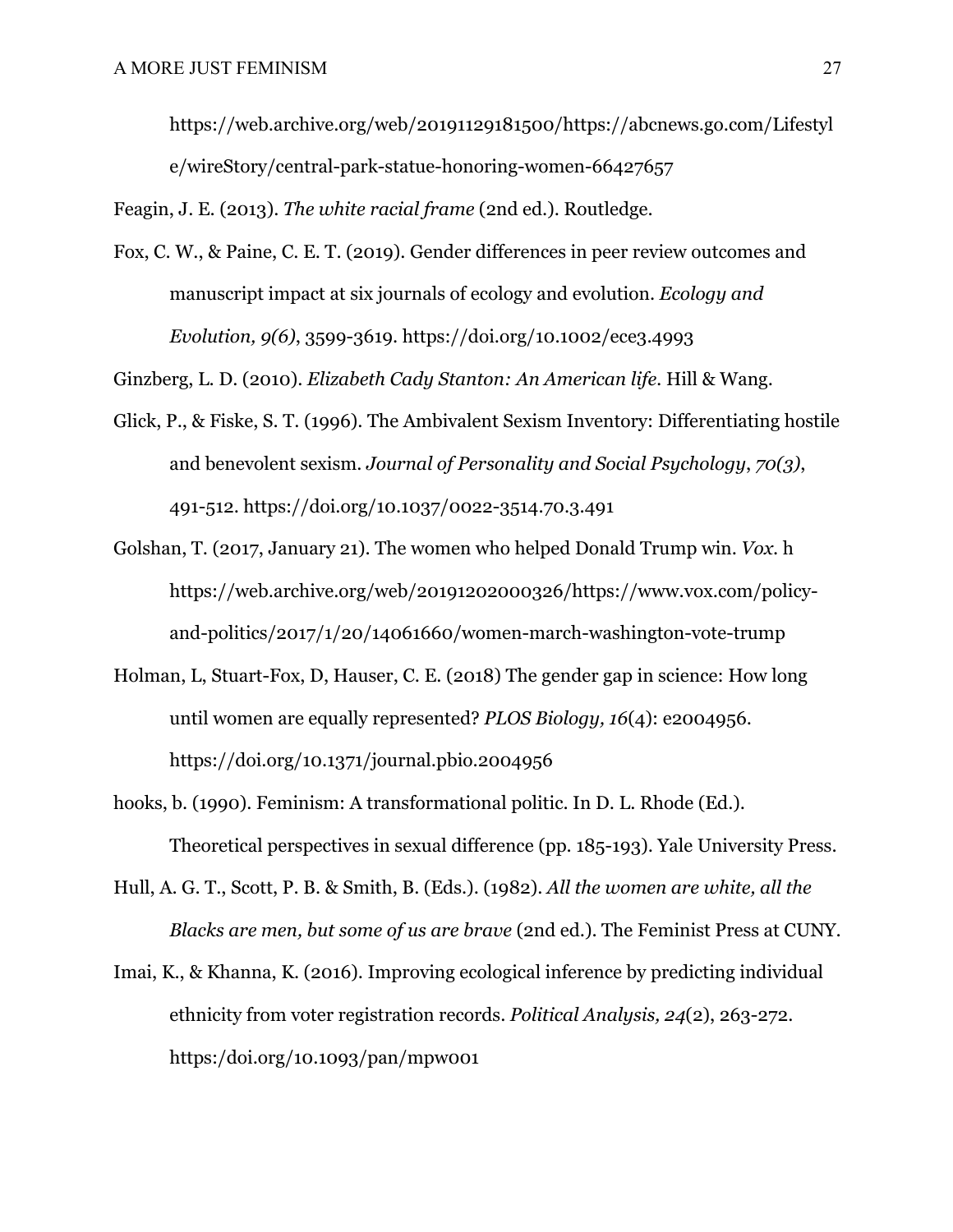https://web.archive.org/web/20191129181500/https://abcnews.go.com/Lifestyle/wireStory/central-park-statue-honoring-women-66427657

Feagin, J. E. (2013). *The white racial frame* (2nd ed.). Routledge.

Fox, C. W., & Paine, C. E. T. (2019). Gender differences in peer review outcomes and manuscript impact at six journals of ecology and evolution. *Ecology and Evolution, 9(6)*, 3599-3619. https://doi.org/10.1002/ece3.4993

Ginzberg, L. D. (2010). *Elizabeth Cady Stanton: An American life*. Hill & Wang.

Glick, P., & Fiske, S. T. (1996). The Ambivalent Sexism Inventory: Differentiating hostile and benevolent sexism. *Journal of Personality and Social Psychology*, *70(3)*, 491-512. https://doi.org/10.1037/0022-3514.70.3.491

Golshan, T. (2017, January 21). The women who helped Donald Trump win. *Vox*. h https://web.archive.org/web/20191202000326/https://www.vox.com/policy-and-politics/2017/1/20/14061660/women-march-washington-vote-trump

Holman, L, Stuart-Fox, D, Hauser, C. E. (2018) The gender gap in science: How long until women are equally represented? *PLOS Biology, 16*(4): e2004956. https://doi.org/10.1371/journal.pbio.2004956

hooks, b. (1990). Feminism: A transformational politic. In D. L. Rhode (Ed.). Theoretical perspectives in sexual difference (pp. 185-193). Yale University Press.

Hull, A. G. T., Scott, P. B. & Smith, B. (Eds.). (1982). *All the women are white, all the Blacks are men, but some of us are brave* (2nd ed.). The Feminist Press at CUNY.

Imai, K., & Khanna, K. (2016). Improving ecological inference by predicting individual ethnicity from voter registration records. *Political Analysis, 24*(2), 263-272. https:/doi.org/10.1093/pan/mpw001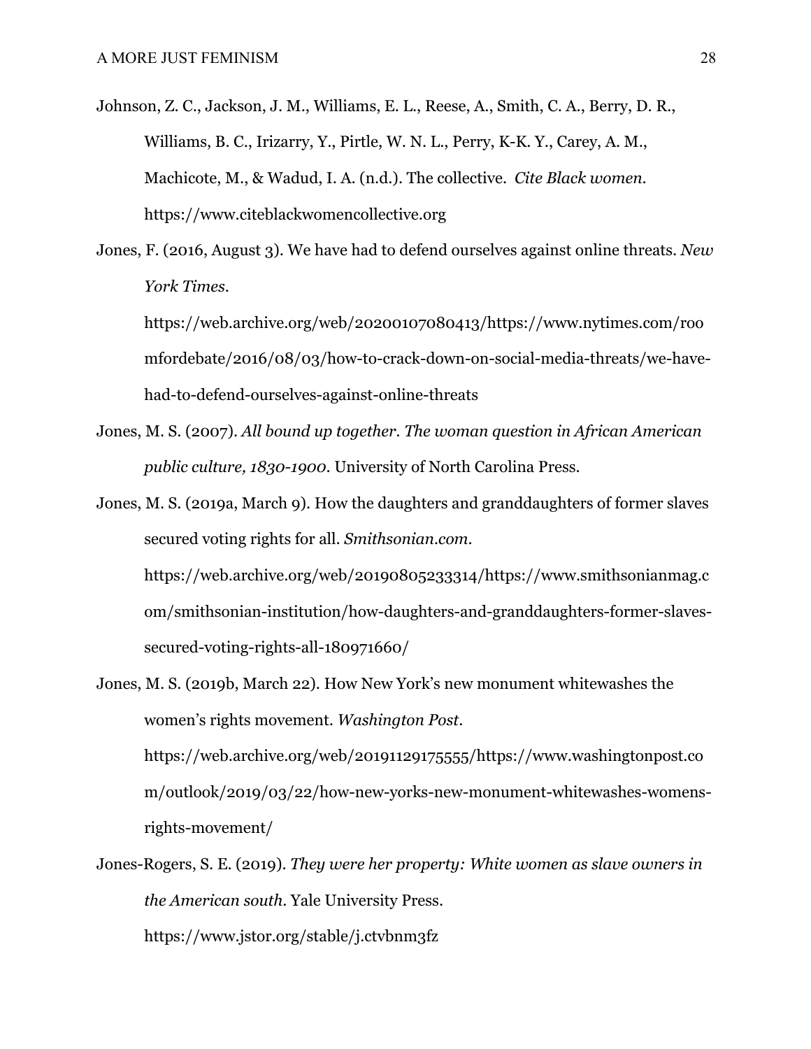Johnson, Z. C., Jackson, J. M., Williams, E. L., Reese, A., Smith, C. A., Berry, D. R., Williams, B. C., Irizarry, Y., Pirtle, W. N. L., Perry, K-K. Y., Carey, A. M., Machicote, M., & Wadud, I. A. (n.d.). The collective. *Cite Black women*. https://www.citeblackwomencollective.org

Jones, F. (2016, August 3). We have had to defend ourselves against online threats. *New York Times*. https://web.archive.org/web/20200107080413/https://www.nytimes.com/roomfordebate/2016/08/03/how-to-crack-down-on-social-media-threats/we-have-had-to-defend-ourselves-against-online-threats

Jones, M. S. (2007). *All bound up together. The woman question in African American public culture, 1830-1900*. University of North Carolina Press.

Jones, M. S. (2019a, March 9). How the daughters and granddaughters of former slaves secured voting rights for all. *Smithsonian.com*. https://web.archive.org/web/20190805233314/https://www.smithsonianmag.com/smithsonian-institution/how-daughters-and-granddaughters-former-slaves-secured-voting-rights-all-180971660/

Jones, M. S. (2019b, March 22). How New York's new monument whitewashes the women's rights movement. *Washington Post*. https://web.archive.org/web/20191129175555/https://www.washingtonpost.com/outlook/2019/03/22/how-new-yorks-new-monument-whitewashes-womens-rights-movement/

Jones-Rogers, S. E. (2019). *They were her property: White women as slave owners in the American south*. Yale University Press. https://www.jstor.org/stable/j.ctvbnm3fz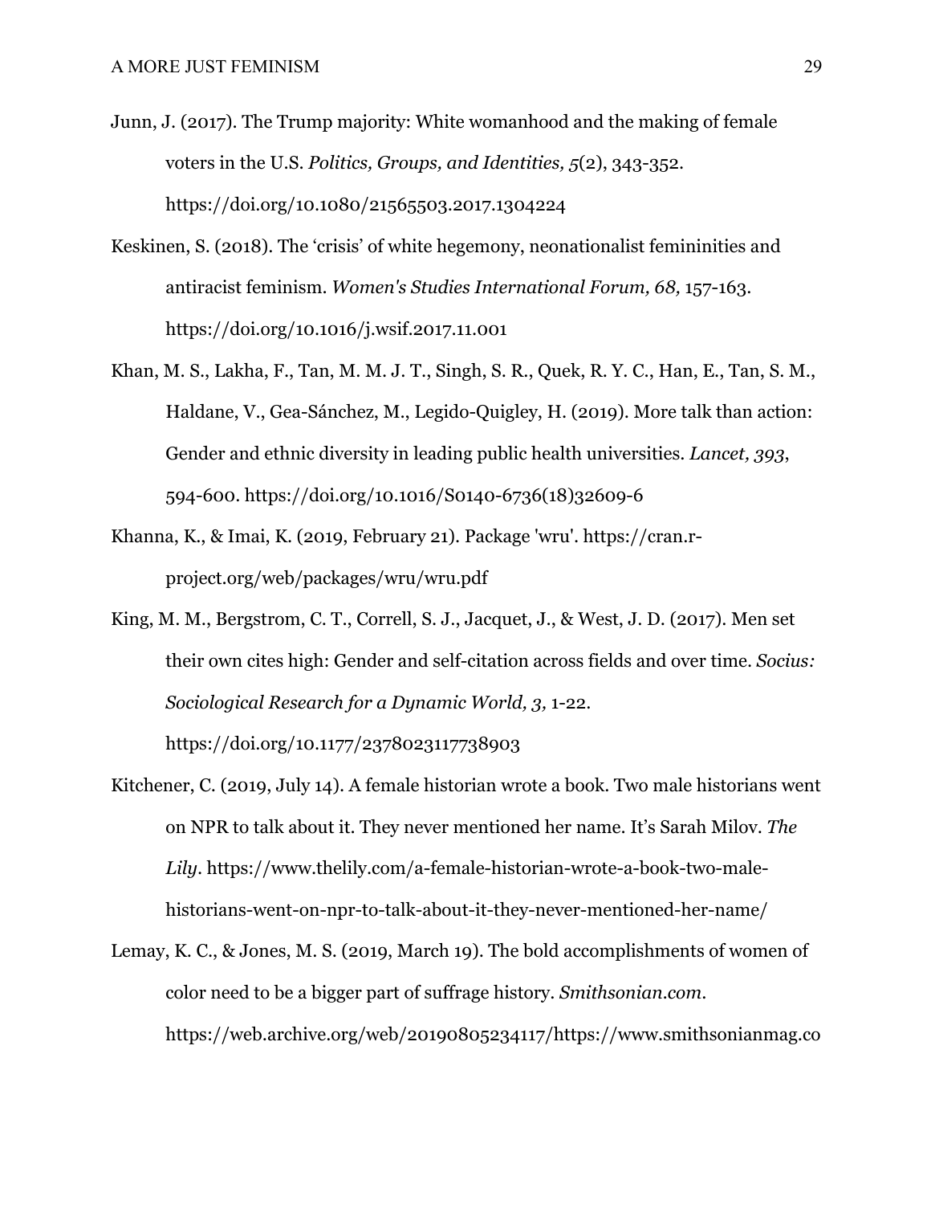Junn, J. (2017). The Trump majority: White womanhood and the making of female voters in the U.S. *Politics, Groups, and Identities, 5*(2), 343-352. https://doi.org/10.1080/21565503.2017.1304224

Keskinen, S. (2018). The 'crisis' of white hegemony, neonationalist femininities and antiracist feminism. *Women's Studies International Forum, 68,* 157-163. https://doi.org/10.1016/j.wsif.2017.11.001

Khan, M. S., Lakha, F., Tan, M. M. J. T., Singh, S. R., Quek, R. Y. C., Han, E., Tan, S. M., Haldane, V., Gea-Sánchez, M., Legido-Quigley, H. (2019). More talk than action: Gender and ethnic diversity in leading public health universities. *Lancet, 393*, 594-600. https://doi.org/10.1016/S0140-6736(18)32609-6

Khanna, K., & Imai, K. (2019, February 21). Package 'wru'. https://cran.r-project.org/web/packages/wru/wru.pdf

King, M. M., Bergstrom, C. T., Correll, S. J., Jacquet, J., & West, J. D. (2017). Men set their own cites high: Gender and self-citation across fields and over time. *Socius: Sociological Research for a Dynamic World, 3,* 1-22. https://doi.org/10.1177/2378023117738903

Kitchener, C. (2019, July 14). A female historian wrote a book. Two male historians went on NPR to talk about it. They never mentioned her name. It's Sarah Milov. *The Lily*. https://www.thelily.com/a-female-historian-wrote-a-book-two-male-historians-went-on-npr-to-talk-about-it-they-never-mentioned-her-name/

Lemay, K. C., & Jones, M. S. (2019, March 19). The bold accomplishments of women of color need to be a bigger part of suffrage history. *Smithsonian.com*. https://web.archive.org/web/20190805234117/https://www.smithsonianmag.co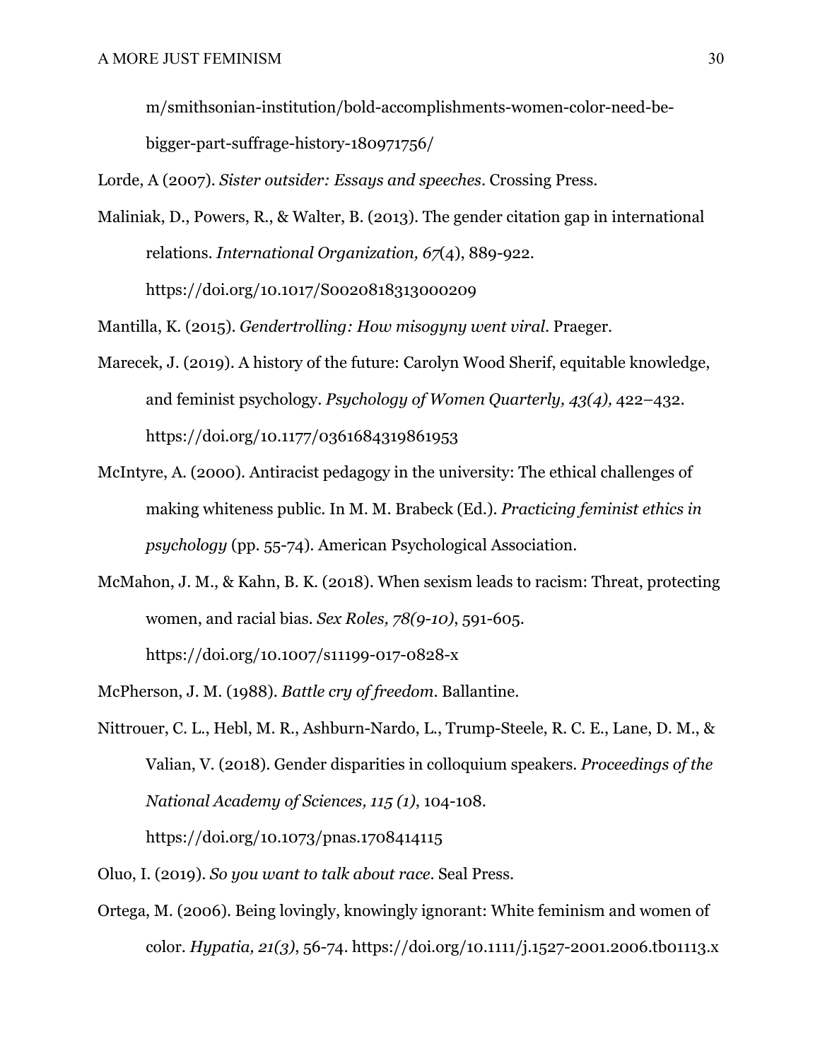m/smithsonian-institution/bold-accomplishments-women-color-need-be-bigger-part-suffrage-history-180971756/

Lorde, A (2007). *Sister outsider: Essays and speeches*. Crossing Press.

Maliniak, D., Powers, R., & Walter, B. (2013). The gender citation gap in international relations. *International Organization, 67*(4), 889-922. https://doi.org/10.1017/S0020818313000209

Mantilla, K. (2015). *Gendertrolling: How misogyny went viral*. Praeger.

Marecek, J. (2019). A history of the future: Carolyn Wood Sherif, equitable knowledge, and feminist psychology. *Psychology of Women Quarterly, 43(4),* 422–432. https://doi.org/10.1177/0361684319861953

McIntyre, A. (2000). Antiracist pedagogy in the university: The ethical challenges of making whiteness public. In M. M. Brabeck (Ed.). *Practicing feminist ethics in psychology* (pp. 55-74). American Psychological Association.

McMahon, J. M., & Kahn, B. K. (2018). When sexism leads to racism: Threat, protecting women, and racial bias. *Sex Roles, 78(9-10)*, 591-605. https://doi.org/10.1007/s11199-017-0828-x

McPherson, J. M. (1988). *Battle cry of freedom*. Ballantine.

Nittrouer, C. L., Hebl, M. R., Ashburn-Nardo, L., Trump-Steele, R. C. E., Lane, D. M., & Valian, V. (2018). Gender disparities in colloquium speakers. *Proceedings of the National Academy of Sciences, 115 (1)*, 104-108. https://doi.org/10.1073/pnas.1708414115

Oluo, I. (2019). *So you want to talk about race*. Seal Press.

Ortega, M. (2006). Being lovingly, knowingly ignorant: White feminism and women of color. *Hypatia, 21(3),* 56-74. https://doi.org/10.1111/j.1527-2001.2006.tb01113.x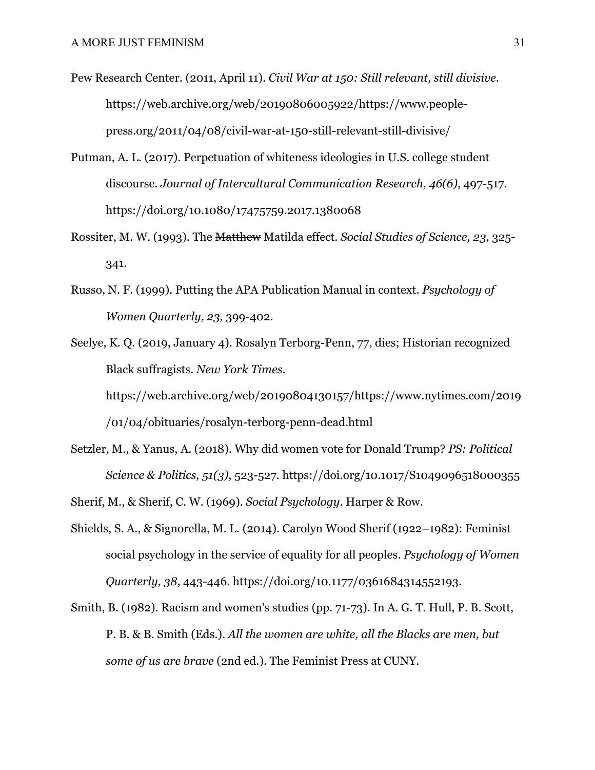Pew Research Center. (2011, April 11). *Civil War at 150: Still relevant, still divisive*. https://web.archive.org/web/20190806005922/https://www.people-press.org/2011/04/08/civil-war-at-150-still-relevant-still-divisive/

Putman, A. L. (2017). Perpetuation of whiteness ideologies in U.S. college student discourse. *Journal of Intercultural Communication Research, 46(6)*, 497-517. https://doi.org/10.1080/17475759.2017.1380068

Rossiter, M. W. (1993). The ~~Matthew~~ Matilda effect. *Social Studies of Science, 23*, 325-341.

Russo, N. F. (1999). Putting the APA Publication Manual in context. *Psychology of Women Quarterly, 23,* 399-402.

Seelye, K. Q. (2019, January 4). Rosalyn Terborg-Penn, 77, dies; Historian recognized Black suffragists. *New York Times*. https://web.archive.org/web/20190804130157/https://www.nytimes.com/2019/01/04/obituaries/rosalyn-terborg-penn-dead.html

Setzler, M., & Yanus, A. (2018). Why did women vote for Donald Trump? *PS: Political Science & Politics, 51(3)*, 523-527. https://doi.org/10.1017/S1049096518000355

Sherif, M., & Sherif, C. W. (1969). *Social Psychology*. Harper & Row.

Shields, S. A., & Signorella, M. L. (2014). Carolyn Wood Sherif (1922–1982): Feminist social psychology in the service of equality for all peoples. *Psychology of Women Quarterly, 38*, 443-446. https://doi.org/10.1177/0361684314552193.

Smith, B. (1982). Racism and women's studies (pp. 71-73). In A. G. T. Hull, P. B. Scott, P. B. & B. Smith (Eds.). *All the women are white, all the Blacks are men, but some of us are brave* (2nd ed.). The Feminist Press at CUNY.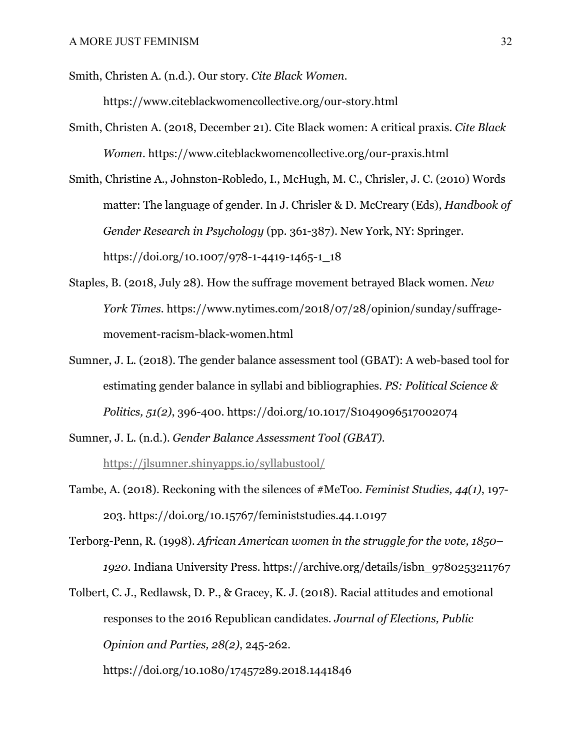Smith, Christen A. (n.d.). Our story. *Cite Black Women*. https://www.citeblackwomencollective.org/our-story.html

Smith, Christen A. (2018, December 21). Cite Black women: A critical praxis. *Cite Black Women*. https://www.citeblackwomencollective.org/our-praxis.html

Smith, Christine A., Johnston-Robledo, I., McHugh, M. C., Chrisler, J. C. (2010) Words matter: The language of gender. In J. Chrisler & D. McCreary (Eds), *Handbook of Gender Research in Psychology* (pp. 361-387). New York, NY: Springer. https://doi.org/10.1007/978-1-4419-1465-1_18

Staples, B. (2018, July 28). How the suffrage movement betrayed Black women. *New York Times*. https://www.nytimes.com/2018/07/28/opinion/sunday/suffrage-movement-racism-black-women.html

Sumner, J. L. (2018). The gender balance assessment tool (GBAT): A web-based tool for estimating gender balance in syllabi and bibliographies. *PS: Political Science & Politics, 51(2)*, 396-400. https://doi.org/10.1017/S1049096517002074

Sumner, J. L. (n.d.). *Gender Balance Assessment Tool (GBAT)*. https://jlsumner.shinyapps.io/syllabustool/

Tambe, A. (2018). Reckoning with the silences of #MeToo. *Feminist Studies, 44(1)*, 197-203. https://doi.org/10.15767/feministstudies.44.1.0197

Terborg-Penn, R. (1998). *African American women in the struggle for the vote, 1850–1920*. Indiana University Press. https://archive.org/details/isbn_9780253211767

Tolbert, C. J., Redlawsk, D. P., & Gracey, K. J. (2018). Racial attitudes and emotional responses to the 2016 Republican candidates. *Journal of Elections, Public Opinion and Parties, 28(2)*, 245-262. https://doi.org/10.1080/17457289.2018.1441846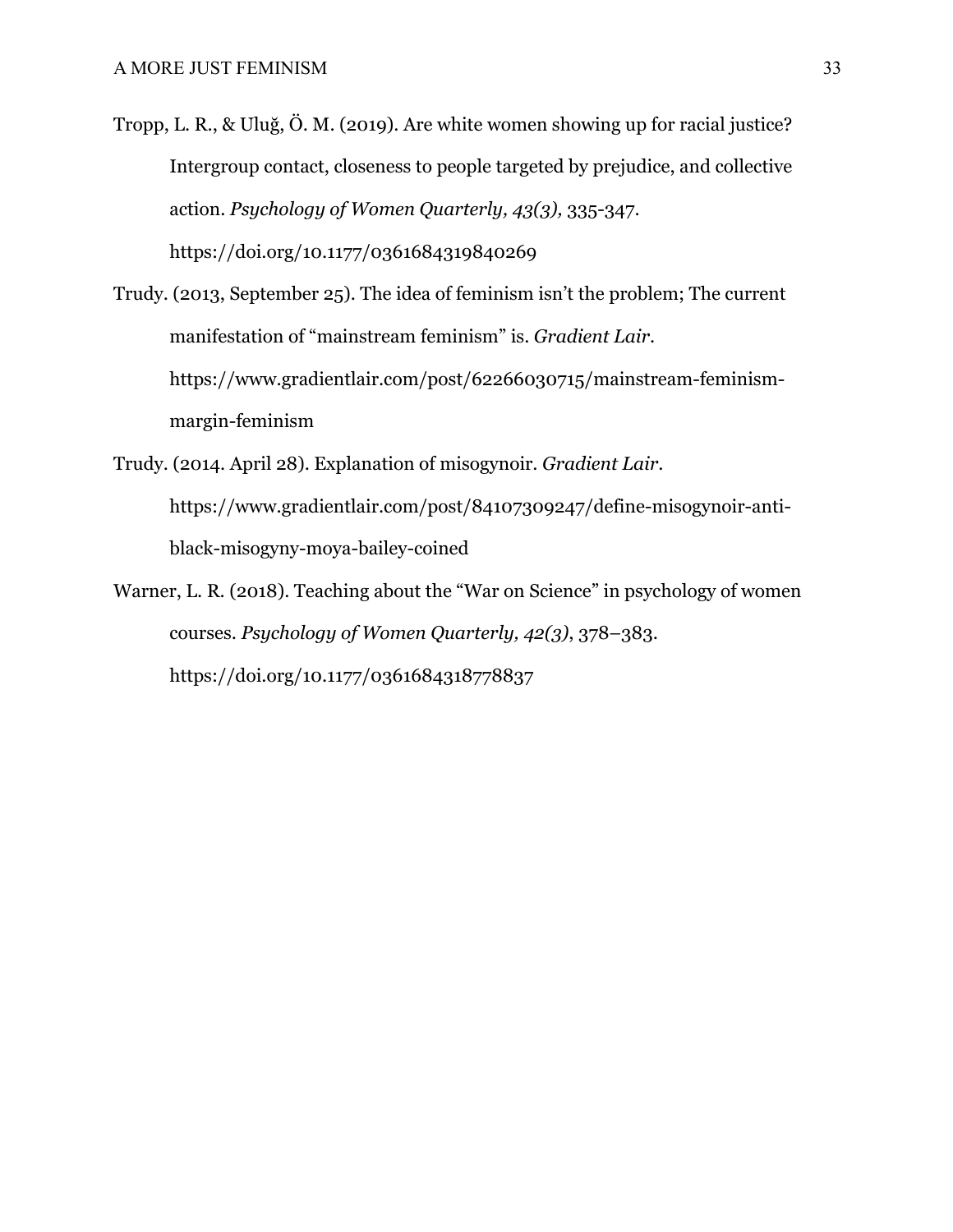Tropp, L. R., & Uluğ, Ö. M. (2019). Are white women showing up for racial justice? Intergroup contact, closeness to people targeted by prejudice, and collective action. *Psychology of Women Quarterly, 43(3),* 335-347. https://doi.org/10.1177/0361684319840269

Trudy. (2013, September 25). The idea of feminism isn't the problem; The current manifestation of "mainstream feminism" is. *Gradient Lair*. https://www.gradientlair.com/post/62266030715/mainstream-feminism-margin-feminism

Trudy. (2014. April 28). Explanation of misogynoir. *Gradient Lair*. https://www.gradientlair.com/post/84107309247/define-misogynoir-anti-black-misogyny-moya-bailey-coined

Warner, L. R. (2018). Teaching about the "War on Science" in psychology of women courses. *Psychology of Women Quarterly, 42(3)*, 378–383. https://doi.org/10.1177/0361684318778837